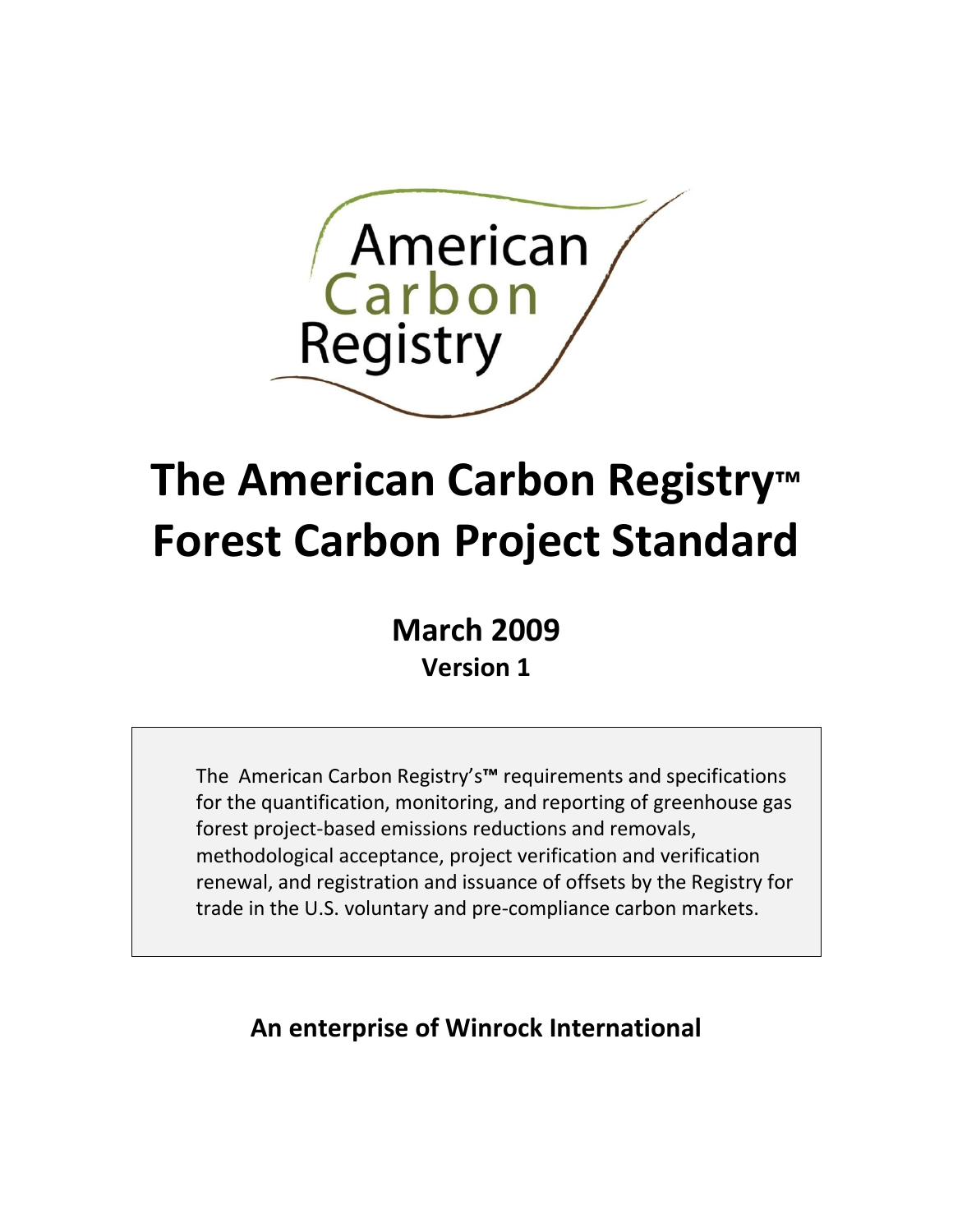American Carbon Registry

# The American Carbon Registry™ Forest Carbon Project Standard

**March 2009**

**Version 1**

The American Carbon Registry's™ requirements and specifications for the quantification, monitoring, and reporting of greenhouse gas forest project-based emissions reductions and removals, methodological acceptance, project verification and verification renewal, and registration and issuance of offsets by the Registry for trade in the U.S. voluntary and pre-compliance carbon markets.

**An enterprise of Winrock International**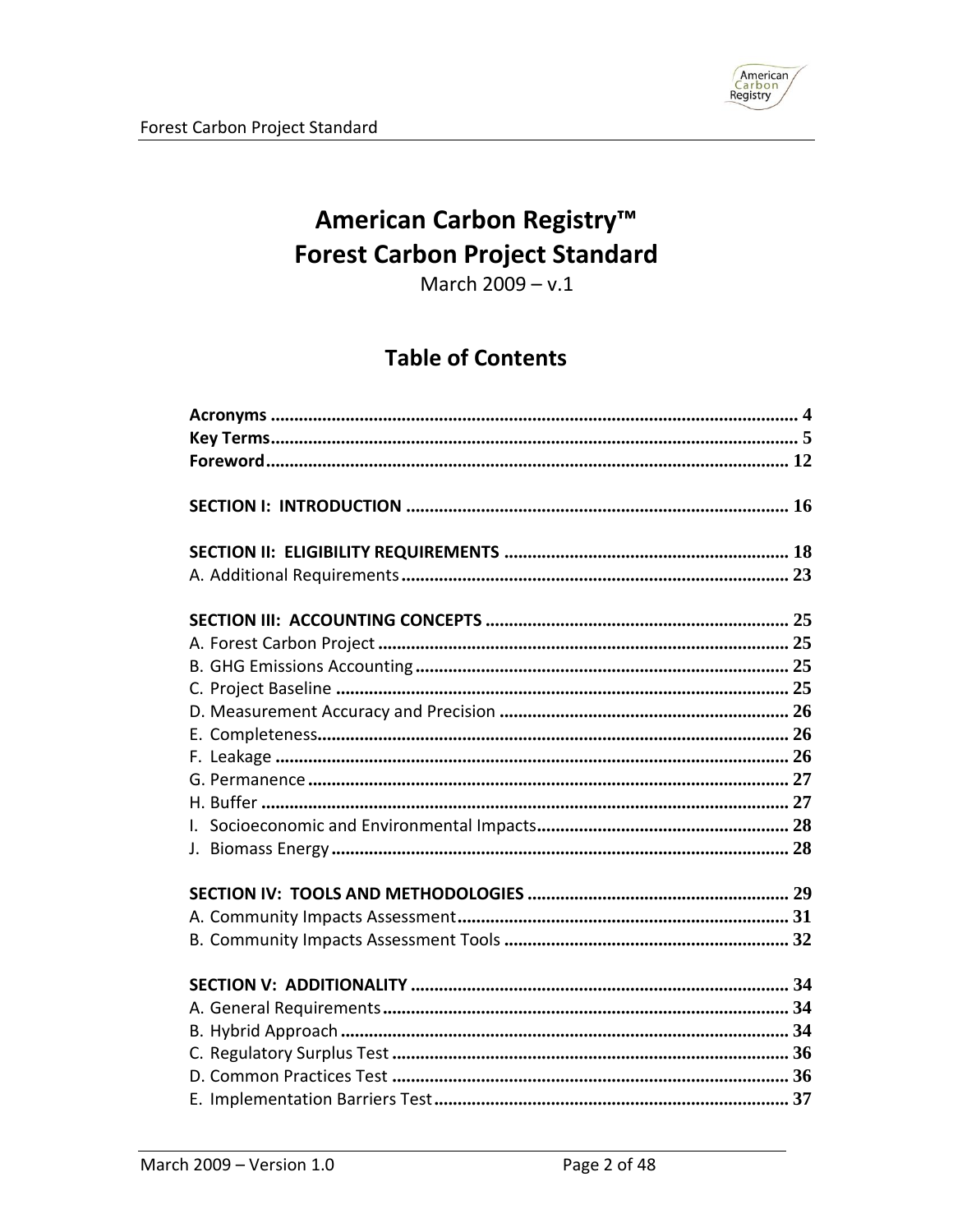# American Carbon Registry™ Forest Carbon Project Standard

March 2009 – v.1

## Table of Contents

**Acronyms** .......... 4
**Key Terms** .......... 5
**Foreword** .......... 12

**SECTION I: INTRODUCTION** .......... 16

**SECTION II: ELIGIBILITY REQUIREMENTS** .......... 18
A. Additional Requirements .......... 23

**SECTION III: ACCOUNTING CONCEPTS** .......... 25
A. Forest Carbon Project .......... 25
B. GHG Emissions Accounting .......... 25
C. Project Baseline .......... 25
D. Measurement Accuracy and Precision .......... 26
E. Completeness .......... 26
F. Leakage .......... 26
G. Permanence .......... 27
H. Buffer .......... 27
I. Socioeconomic and Environmental Impacts .......... 28
J. Biomass Energy .......... 28

**SECTION IV: TOOLS AND METHODOLOGIES** .......... 29
A. Community Impacts Assessment .......... 31
B. Community Impacts Assessment Tools .......... 32

**SECTION V: ADDITIONALITY** .......... 34
A. General Requirements .......... 34
B. Hybrid Approach .......... 34
C. Regulatory Surplus Test .......... 36
D. Common Practices Test .......... 36
E. Implementation Barriers Test .......... 37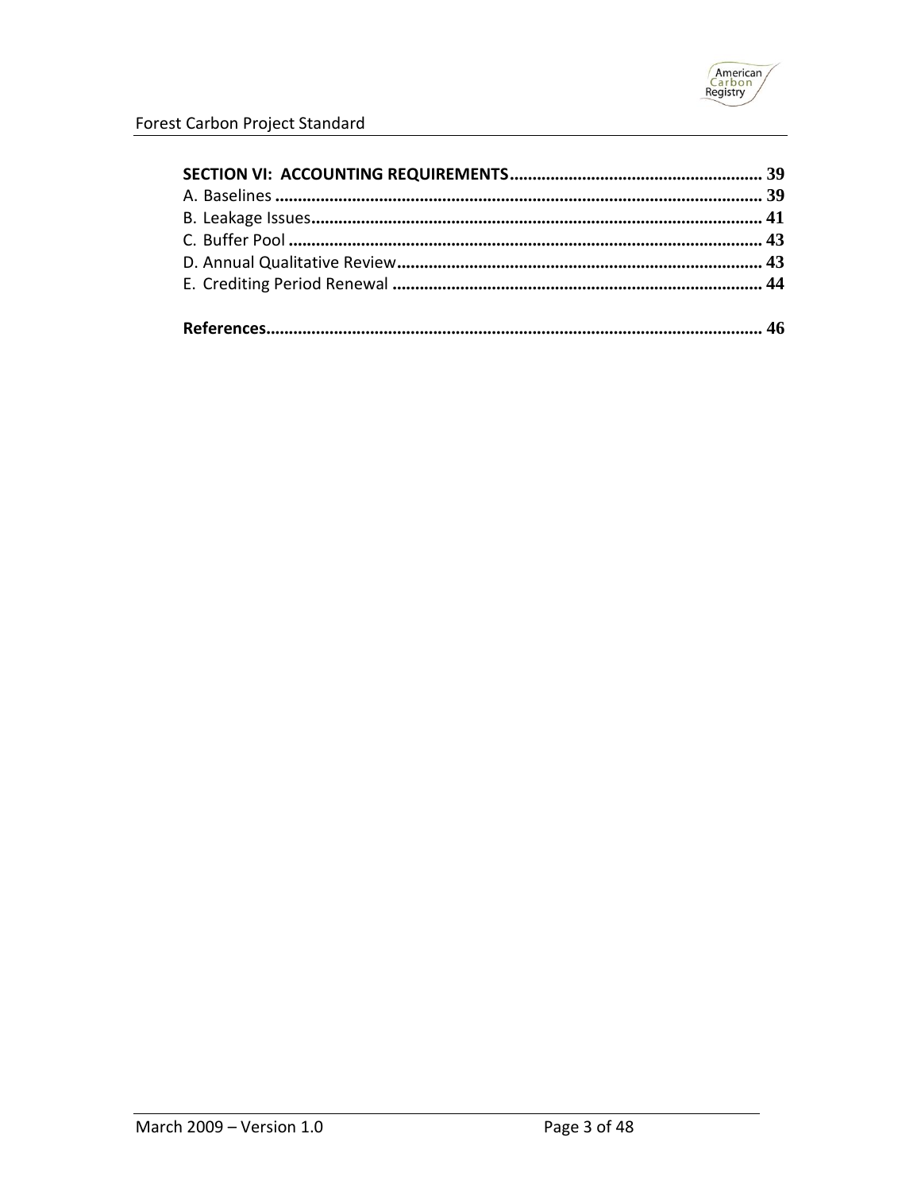**SECTION VI: ACCOUNTING REQUIREMENTS** ........................................................ 39

A. Baselines ........................................................................................................... 39

B. Leakage Issues................................................................................................... 41

C. Buffer Pool ........................................................................................................ 43

D. Annual Qualitative Review................................................................................ 43

E. Crediting Period Renewal ................................................................................. 44

**References**............................................................................................................. 46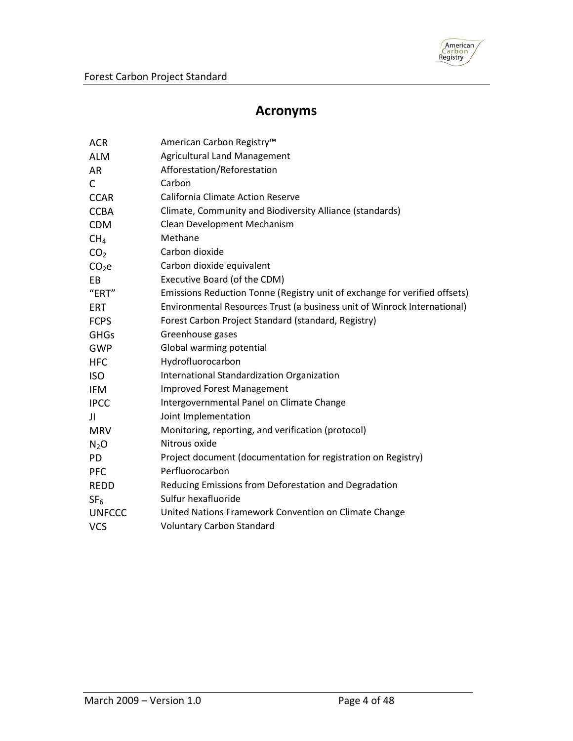# Acronyms

| | |
|---|---|
| ACR | American Carbon Registry™ |
| ALM | Agricultural Land Management |
| AR | Afforestation/Reforestation |
| C | Carbon |
| CCAR | California Climate Action Reserve |
| CCBA | Climate, Community and Biodiversity Alliance (standards) |
| CDM | Clean Development Mechanism |
| $CH_4$ | Methane |
| $CO_2$ | Carbon dioxide |
| $CO_2e$ | Carbon dioxide equivalent |
| EB | Executive Board (of the CDM) |
| "ERT" | Emissions Reduction Tonne (Registry unit of exchange for verified offsets) |
| ERT | Environmental Resources Trust (a business unit of Winrock International) |
| FCPS | Forest Carbon Project Standard (standard, Registry) |
| GHGs | Greenhouse gases |
| GWP | Global warming potential |
| HFC | Hydrofluorocarbon |
| ISO | International Standardization Organization |
| IFM | Improved Forest Management |
| IPCC | Intergovernmental Panel on Climate Change |
| JI | Joint Implementation |
| MRV | Monitoring, reporting, and verification (protocol) |
| $N_2O$ | Nitrous oxide |
| PD | Project document (documentation for registration on Registry) |
| PFC | Perfluorocarbon |
| REDD | Reducing Emissions from Deforestation and Degradation |
| $SF_6$ | Sulfur hexafluoride |
| UNFCCC | United Nations Framework Convention on Climate Change |
| VCS | Voluntary Carbon Standard |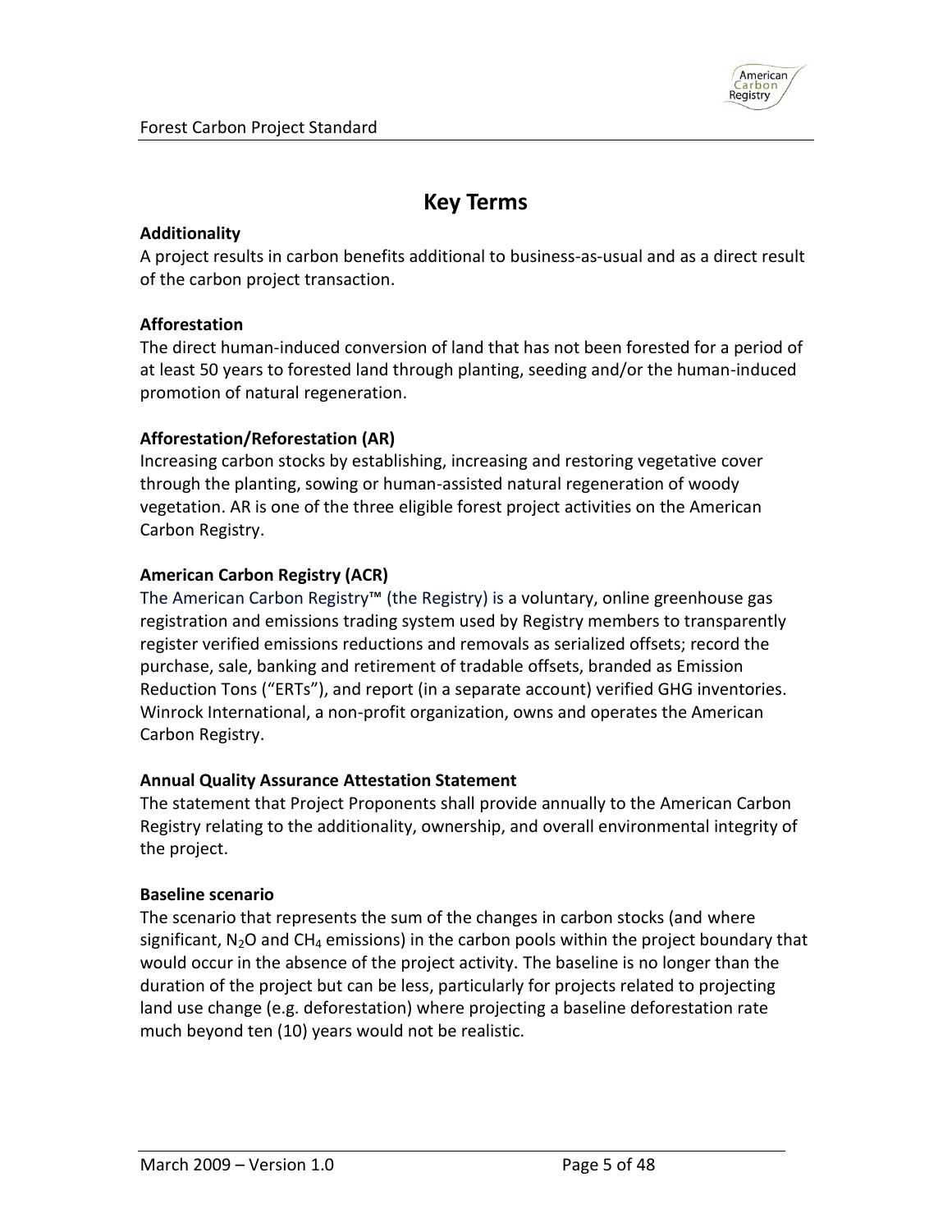# Key Terms

**Additionality**

A project results in carbon benefits additional to business-as-usual and as a direct result of the carbon project transaction.

**Afforestation**

The direct human-induced conversion of land that has not been forested for a period of at least 50 years to forested land through planting, seeding and/or the human-induced promotion of natural regeneration.

**Afforestation/Reforestation (AR)**

Increasing carbon stocks by establishing, increasing and restoring vegetative cover through the planting, sowing or human-assisted natural regeneration of woody vegetation. AR is one of the three eligible forest project activities on the American Carbon Registry.

**American Carbon Registry (ACR)**

The American Carbon Registry™ (the Registry) is a voluntary, online greenhouse gas registration and emissions trading system used by Registry members to transparently register verified emissions reductions and removals as serialized offsets; record the purchase, sale, banking and retirement of tradable offsets, branded as Emission Reduction Tons ("ERTs"), and report (in a separate account) verified GHG inventories. Winrock International, a non-profit organization, owns and operates the American Carbon Registry.

**Annual Quality Assurance Attestation Statement**

The statement that Project Proponents shall provide annually to the American Carbon Registry relating to the additionality, ownership, and overall environmental integrity of the project.

**Baseline scenario**

The scenario that represents the sum of the changes in carbon stocks (and where significant, $N_2O$ and $CH_4$ emissions) in the carbon pools within the project boundary that would occur in the absence of the project activity. The baseline is no longer than the duration of the project but can be less, particularly for projects related to projecting land use change (e.g. deforestation) where projecting a baseline deforestation rate much beyond ten (10) years would not be realistic.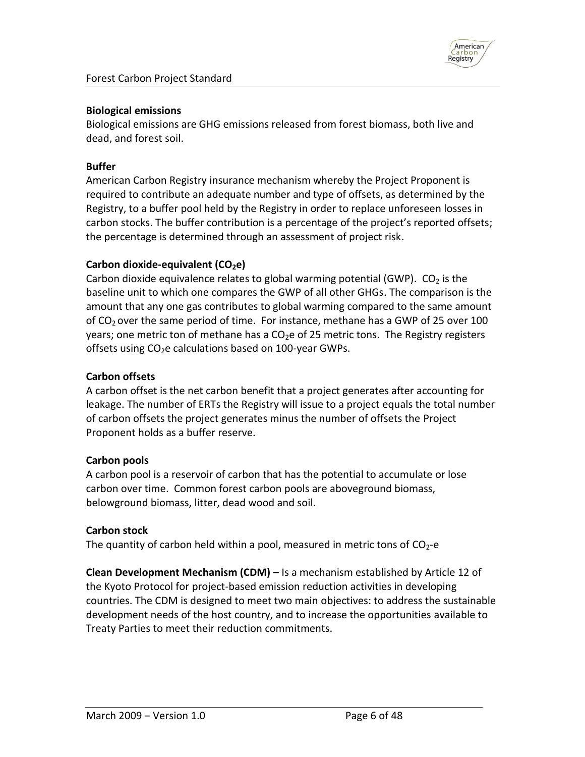**Biological emissions**

Biological emissions are GHG emissions released from forest biomass, both live and dead, and forest soil.

**Buffer**

American Carbon Registry insurance mechanism whereby the Project Proponent is required to contribute an adequate number and type of offsets, as determined by the Registry, to a buffer pool held by the Registry in order to replace unforeseen losses in carbon stocks. The buffer contribution is a percentage of the project's reported offsets; the percentage is determined through an assessment of project risk.

**Carbon dioxide-equivalent ($CO_2e$)**

Carbon dioxide equivalence relates to global warming potential (GWP). $CO_2$ is the baseline unit to which one compares the GWP of all other GHGs. The comparison is the amount that any one gas contributes to global warming compared to the same amount of $CO_2$ over the same period of time. For instance, methane has a GWP of 25 over 100 years; one metric ton of methane has a $CO_2e$ of 25 metric tons. The Registry registers offsets using $CO_2e$ calculations based on 100-year GWPs.

**Carbon offsets**

A carbon offset is the net carbon benefit that a project generates after accounting for leakage. The number of ERTs the Registry will issue to a project equals the total number of carbon offsets the project generates minus the number of offsets the Project Proponent holds as a buffer reserve.

**Carbon pools**

A carbon pool is a reservoir of carbon that has the potential to accumulate or lose carbon over time. Common forest carbon pools are aboveground biomass, belowground biomass, litter, dead wood and soil.

**Carbon stock**

The quantity of carbon held within a pool, measured in metric tons of $CO_2$-e

**Clean Development Mechanism (CDM) –** Is a mechanism established by Article 12 of the Kyoto Protocol for project-based emission reduction activities in developing countries. The CDM is designed to meet two main objectives: to address the sustainable development needs of the host country, and to increase the opportunities available to Treaty Parties to meet their reduction commitments.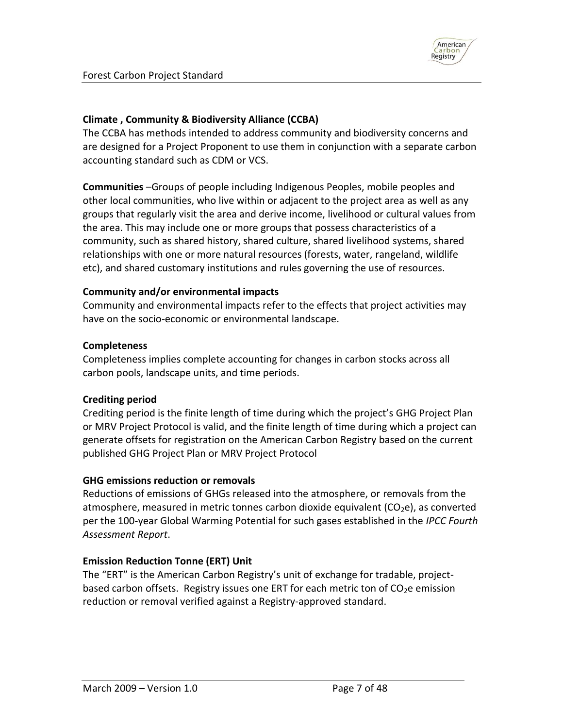**Climate , Community & Biodiversity Alliance (CCBA)**
The CCBA has methods intended to address community and biodiversity concerns and are designed for a Project Proponent to use them in conjunction with a separate carbon accounting standard such as CDM or VCS.

**Communities** –Groups of people including Indigenous Peoples, mobile peoples and other local communities, who live within or adjacent to the project area as well as any groups that regularly visit the area and derive income, livelihood or cultural values from the area. This may include one or more groups that possess characteristics of a community, such as shared history, shared culture, shared livelihood systems, shared relationships with one or more natural resources (forests, water, rangeland, wildlife etc), and shared customary institutions and rules governing the use of resources.

**Community and/or environmental impacts**
Community and environmental impacts refer to the effects that project activities may have on the socio-economic or environmental landscape.

**Completeness**
Completeness implies complete accounting for changes in carbon stocks across all carbon pools, landscape units, and time periods.

**Crediting period**
Crediting period is the finite length of time during which the project's GHG Project Plan or MRV Project Protocol is valid, and the finite length of time during which a project can generate offsets for registration on the American Carbon Registry based on the current published GHG Project Plan or MRV Project Protocol

**GHG emissions reduction or removals**
Reductions of emissions of GHGs released into the atmosphere, or removals from the atmosphere, measured in metric tonnes carbon dioxide equivalent ($CO_2e$), as converted per the 100-year Global Warming Potential for such gases established in the *IPCC Fourth Assessment Report*.

**Emission Reduction Tonne (ERT) Unit**
The "ERT" is the American Carbon Registry's unit of exchange for tradable, project-based carbon offsets. Registry issues one ERT for each metric ton of $CO_2e$ emission reduction or removal verified against a Registry-approved standard.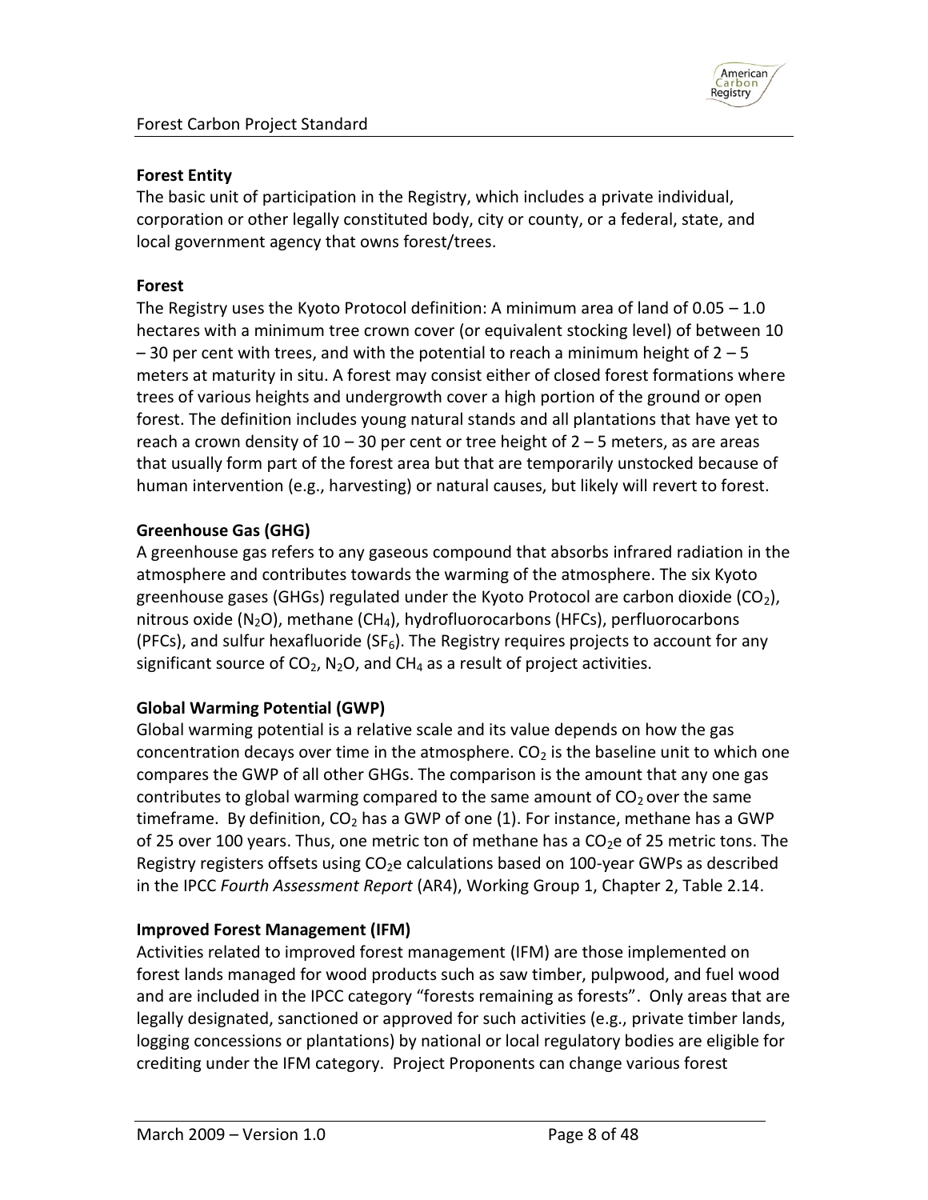**Forest Entity**

The basic unit of participation in the Registry, which includes a private individual, corporation or other legally constituted body, city or county, or a federal, state, and local government agency that owns forest/trees.

**Forest**

The Registry uses the Kyoto Protocol definition: A minimum area of land of 0.05 – 1.0 hectares with a minimum tree crown cover (or equivalent stocking level) of between 10 – 30 per cent with trees, and with the potential to reach a minimum height of 2 – 5 meters at maturity in situ. A forest may consist either of closed forest formations where trees of various heights and undergrowth cover a high portion of the ground or open forest. The definition includes young natural stands and all plantations that have yet to reach a crown density of 10 – 30 per cent or tree height of 2 – 5 meters, as are areas that usually form part of the forest area but that are temporarily unstocked because of human intervention (e.g., harvesting) or natural causes, but likely will revert to forest.

**Greenhouse Gas (GHG)**

A greenhouse gas refers to any gaseous compound that absorbs infrared radiation in the atmosphere and contributes towards the warming of the atmosphere. The six Kyoto greenhouse gases (GHGs) regulated under the Kyoto Protocol are carbon dioxide ($CO_2$), nitrous oxide ($N_2O$), methane ($CH_4$), hydrofluorocarbons (HFCs), perfluorocarbons (PFCs), and sulfur hexafluoride ($SF_6$). The Registry requires projects to account for any significant source of $CO_2$, $N_2O$, and $CH_4$ as a result of project activities.

**Global Warming Potential (GWP)**

Global warming potential is a relative scale and its value depends on how the gas concentration decays over time in the atmosphere. $CO_2$ is the baseline unit to which one compares the GWP of all other GHGs. The comparison is the amount that any one gas contributes to global warming compared to the same amount of $CO_2$ over the same timeframe. By definition, $CO_2$ has a GWP of one (1). For instance, methane has a GWP of 25 over 100 years. Thus, one metric ton of methane has a $CO_2$e of 25 metric tons. The Registry registers offsets using $CO_2$e calculations based on 100-year GWPs as described in the IPCC *Fourth Assessment Report* (AR4), Working Group 1, Chapter 2, Table 2.14.

**Improved Forest Management (IFM)**

Activities related to improved forest management (IFM) are those implemented on forest lands managed for wood products such as saw timber, pulpwood, and fuel wood and are included in the IPCC category "forests remaining as forests". Only areas that are legally designated, sanctioned or approved for such activities (e.g., private timber lands, logging concessions or plantations) by national or local regulatory bodies are eligible for crediting under the IFM category. Project Proponents can change various forest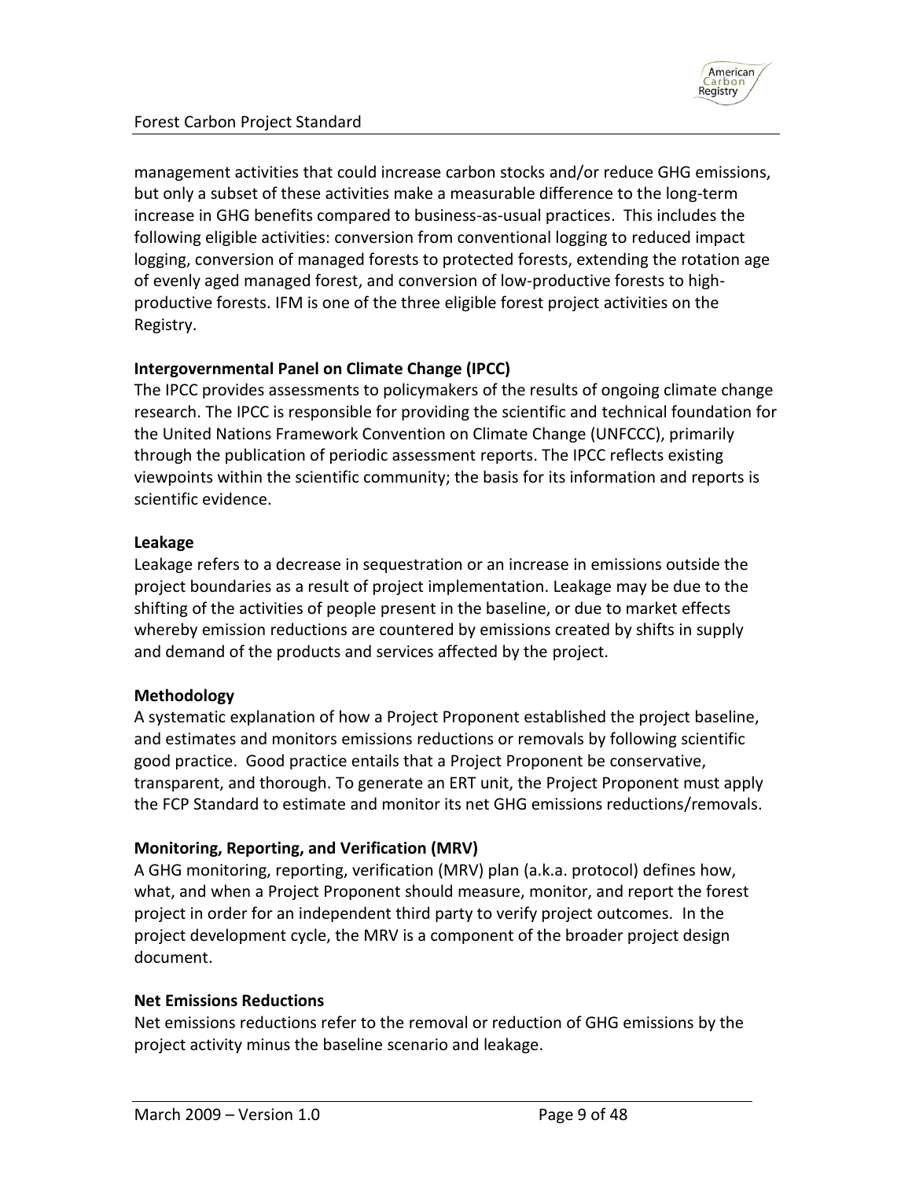management activities that could increase carbon stocks and/or reduce GHG emissions, but only a subset of these activities make a measurable difference to the long-term increase in GHG benefits compared to business-as-usual practices. This includes the following eligible activities: conversion from conventional logging to reduced impact logging, conversion of managed forests to protected forests, extending the rotation age of evenly aged managed forest, and conversion of low-productive forests to high-productive forests. IFM is one of the three eligible forest project activities on the Registry.

**Intergovernmental Panel on Climate Change (IPCC)**

The IPCC provides assessments to policymakers of the results of ongoing climate change research. The IPCC is responsible for providing the scientific and technical foundation for the United Nations Framework Convention on Climate Change (UNFCCC), primarily through the publication of periodic assessment reports. The IPCC reflects existing viewpoints within the scientific community; the basis for its information and reports is scientific evidence.

**Leakage**

Leakage refers to a decrease in sequestration or an increase in emissions outside the project boundaries as a result of project implementation. Leakage may be due to the shifting of the activities of people present in the baseline, or due to market effects whereby emission reductions are countered by emissions created by shifts in supply and demand of the products and services affected by the project.

**Methodology**

A systematic explanation of how a Project Proponent established the project baseline, and estimates and monitors emissions reductions or removals by following scientific good practice. Good practice entails that a Project Proponent be conservative, transparent, and thorough. To generate an ERT unit, the Project Proponent must apply the FCP Standard to estimate and monitor its net GHG emissions reductions/removals.

**Monitoring, Reporting, and Verification (MRV)**

A GHG monitoring, reporting, verification (MRV) plan (a.k.a. protocol) defines how, what, and when a Project Proponent should measure, monitor, and report the forest project in order for an independent third party to verify project outcomes. In the project development cycle, the MRV is a component of the broader project design document.

**Net Emissions Reductions**

Net emissions reductions refer to the removal or reduction of GHG emissions by the project activity minus the baseline scenario and leakage.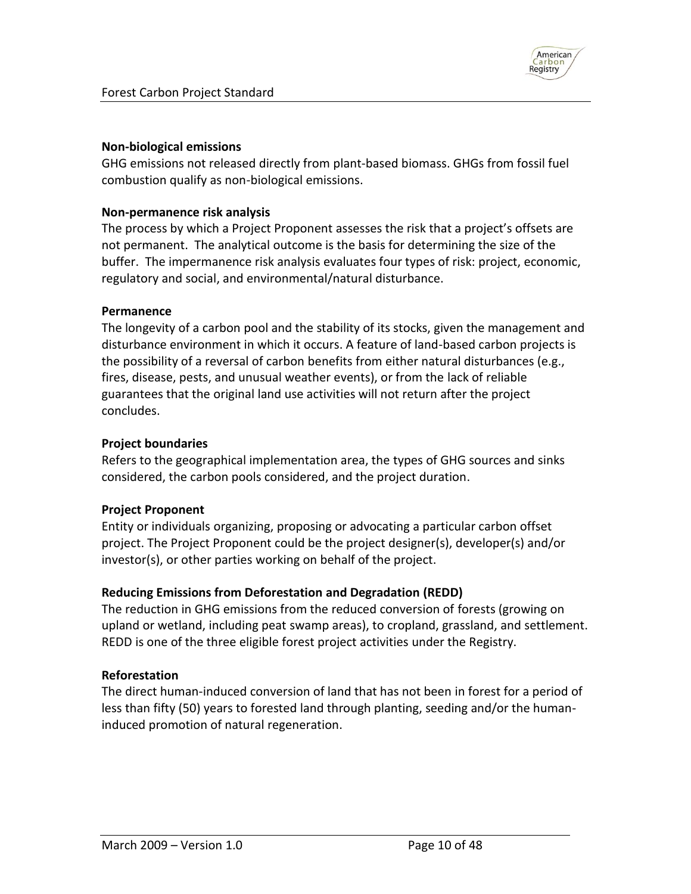**Non-biological emissions**

GHG emissions not released directly from plant-based biomass. GHGs from fossil fuel combustion qualify as non-biological emissions.

**Non-permanence risk analysis**

The process by which a Project Proponent assesses the risk that a project's offsets are not permanent. The analytical outcome is the basis for determining the size of the buffer. The impermanence risk analysis evaluates four types of risk: project, economic, regulatory and social, and environmental/natural disturbance.

**Permanence**

The longevity of a carbon pool and the stability of its stocks, given the management and disturbance environment in which it occurs. A feature of land-based carbon projects is the possibility of a reversal of carbon benefits from either natural disturbances (e.g., fires, disease, pests, and unusual weather events), or from the lack of reliable guarantees that the original land use activities will not return after the project concludes.

**Project boundaries**

Refers to the geographical implementation area, the types of GHG sources and sinks considered, the carbon pools considered, and the project duration.

**Project Proponent**

Entity or individuals organizing, proposing or advocating a particular carbon offset project. The Project Proponent could be the project designer(s), developer(s) and/or investor(s), or other parties working on behalf of the project.

**Reducing Emissions from Deforestation and Degradation (REDD)**

The reduction in GHG emissions from the reduced conversion of forests (growing on upland or wetland, including peat swamp areas), to cropland, grassland, and settlement. REDD is one of the three eligible forest project activities under the Registry.

**Reforestation**

The direct human-induced conversion of land that has not been in forest for a period of less than fifty (50) years to forested land through planting, seeding and/or the human-induced promotion of natural regeneration.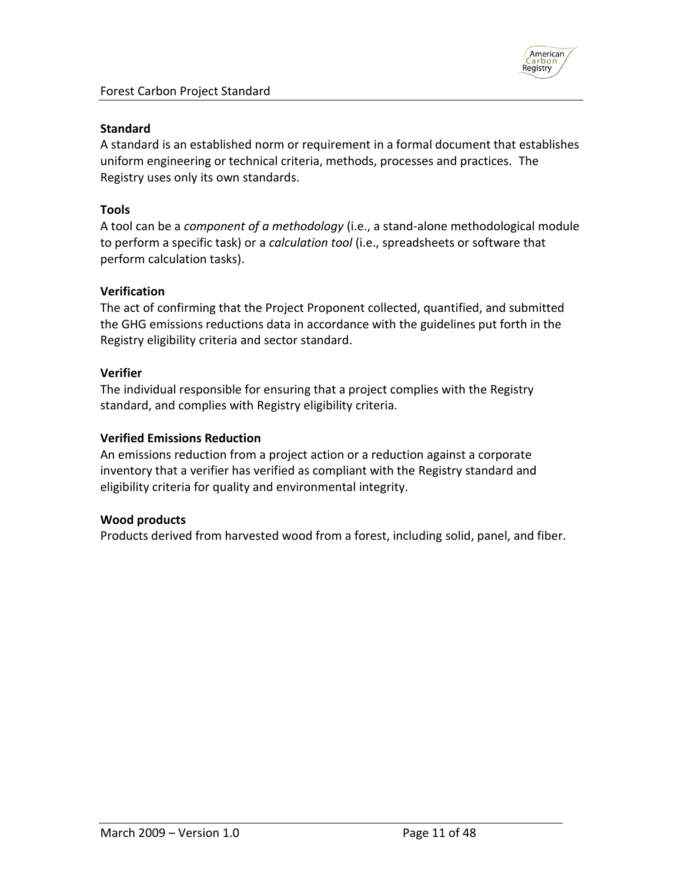**Standard**
A standard is an established norm or requirement in a formal document that establishes uniform engineering or technical criteria, methods, processes and practices. The Registry uses only its own standards.

**Tools**
A tool can be a *component of a methodology* (i.e., a stand-alone methodological module to perform a specific task) or a *calculation tool* (i.e., spreadsheets or software that perform calculation tasks).

**Verification**
The act of confirming that the Project Proponent collected, quantified, and submitted the GHG emissions reductions data in accordance with the guidelines put forth in the Registry eligibility criteria and sector standard.

**Verifier**
The individual responsible for ensuring that a project complies with the Registry standard, and complies with Registry eligibility criteria.

**Verified Emissions Reduction**
An emissions reduction from a project action or a reduction against a corporate inventory that a verifier has verified as compliant with the Registry standard and eligibility criteria for quality and environmental integrity.

**Wood products**
Products derived from harvested wood from a forest, including solid, panel, and fiber.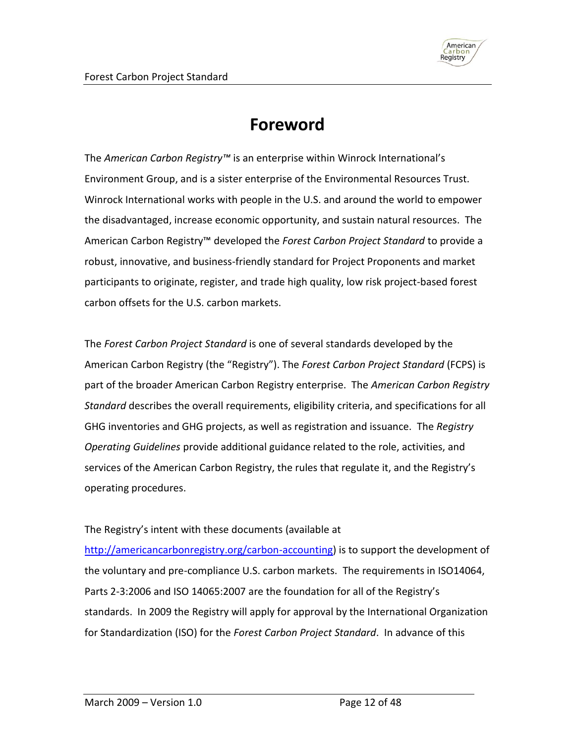# Foreword

The *American Carbon Registry™* is an enterprise within Winrock International's Environment Group, and is a sister enterprise of the Environmental Resources Trust. Winrock International works with people in the U.S. and around the world to empower the disadvantaged, increase economic opportunity, and sustain natural resources. The American Carbon Registry™ developed the *Forest Carbon Project Standard* to provide a robust, innovative, and business-friendly standard for Project Proponents and market participants to originate, register, and trade high quality, low risk project-based forest carbon offsets for the U.S. carbon markets.

The *Forest Carbon Project Standard* is one of several standards developed by the American Carbon Registry (the "Registry"). The *Forest Carbon Project Standard* (FCPS) is part of the broader American Carbon Registry enterprise. The *American Carbon Registry Standard* describes the overall requirements, eligibility criteria, and specifications for all GHG inventories and GHG projects, as well as registration and issuance. The *Registry Operating Guidelines* provide additional guidance related to the role, activities, and services of the American Carbon Registry, the rules that regulate it, and the Registry's operating procedures.

The Registry's intent with these documents (available at [http://americancarbonregistry.org/carbon-accounting](http://americancarbonregistry.org/carbon-accounting)) is to support the development of the voluntary and pre-compliance U.S. carbon markets. The requirements in ISO14064, Parts 2-3:2006 and ISO 14065:2007 are the foundation for all of the Registry's standards. In 2009 the Registry will apply for approval by the International Organization for Standardization (ISO) for the *Forest Carbon Project Standard*. In advance of this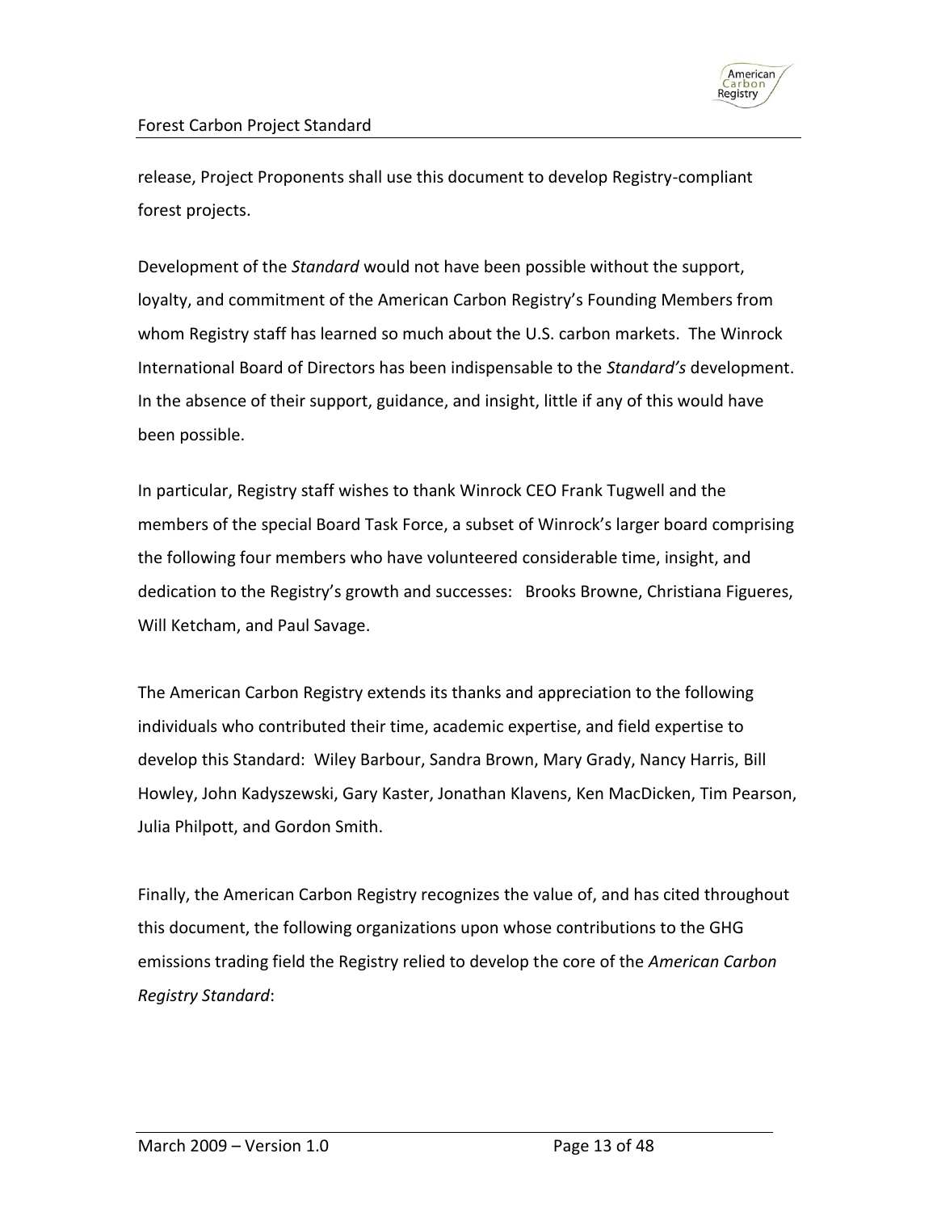release, Project Proponents shall use this document to develop Registry-compliant forest projects.

Development of the *Standard* would not have been possible without the support, loyalty, and commitment of the American Carbon Registry's Founding Members from whom Registry staff has learned so much about the U.S. carbon markets. The Winrock International Board of Directors has been indispensable to the *Standard's* development. In the absence of their support, guidance, and insight, little if any of this would have been possible.

In particular, Registry staff wishes to thank Winrock CEO Frank Tugwell and the members of the special Board Task Force, a subset of Winrock's larger board comprising the following four members who have volunteered considerable time, insight, and dedication to the Registry's growth and successes: Brooks Browne, Christiana Figueres, Will Ketcham, and Paul Savage.

The American Carbon Registry extends its thanks and appreciation to the following individuals who contributed their time, academic expertise, and field expertise to develop this Standard: Wiley Barbour, Sandra Brown, Mary Grady, Nancy Harris, Bill Howley, John Kadyszewski, Gary Kaster, Jonathan Klavens, Ken MacDicken, Tim Pearson, Julia Philpott, and Gordon Smith.

Finally, the American Carbon Registry recognizes the value of, and has cited throughout this document, the following organizations upon whose contributions to the GHG emissions trading field the Registry relied to develop the core of the *American Carbon Registry Standard*: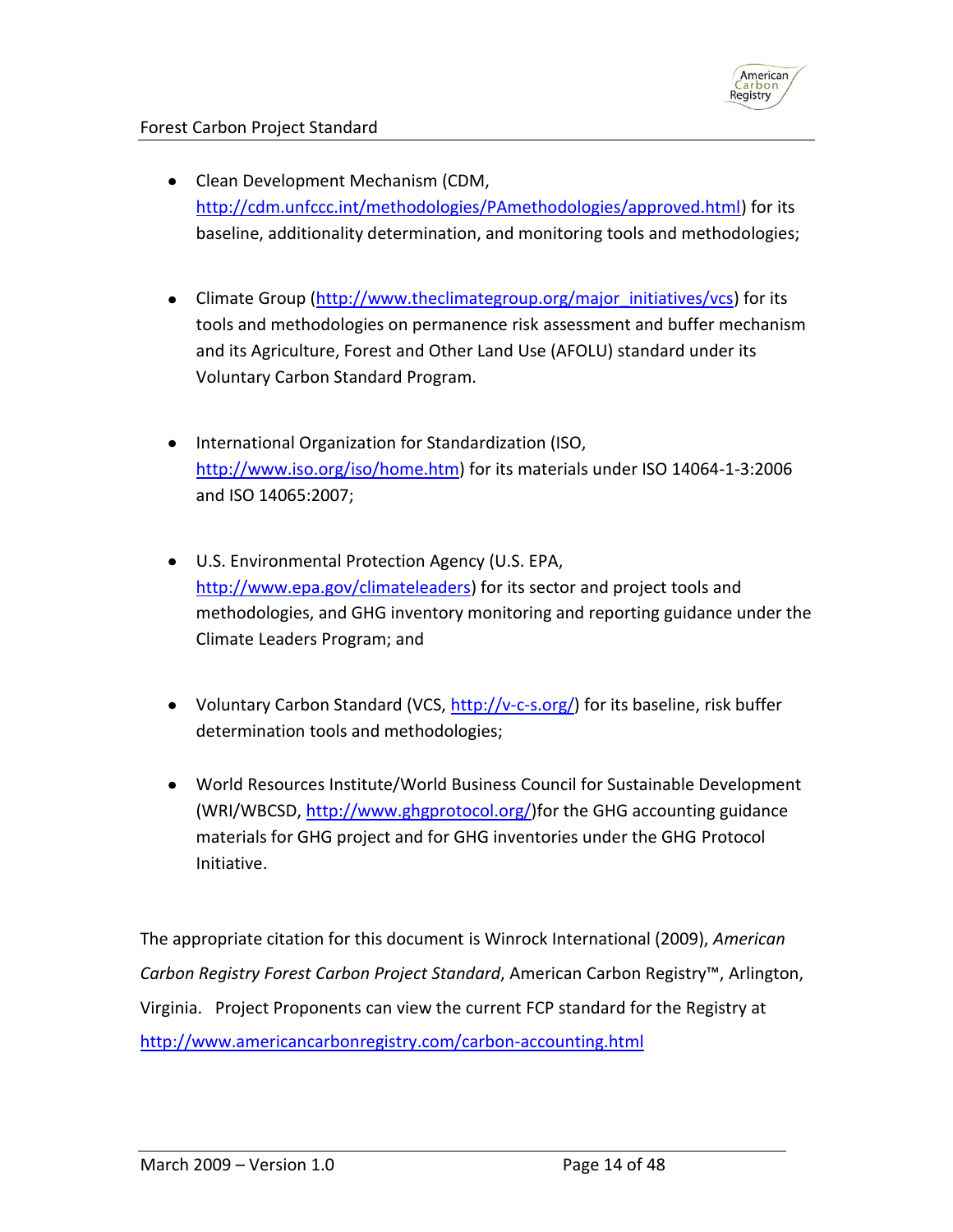- Clean Development Mechanism (CDM, http://cdm.unfccc.int/methodologies/PAmethodologies/approved.html) for its baseline, additionality determination, and monitoring tools and methodologies;

- Climate Group (http://www.theclimategroup.org/major_initiatives/vcs) for its tools and methodologies on permanence risk assessment and buffer mechanism and its Agriculture, Forest and Other Land Use (AFOLU) standard under its Voluntary Carbon Standard Program.

- International Organization for Standardization (ISO, http://www.iso.org/iso/home.htm) for its materials under ISO 14064-1-3:2006 and ISO 14065:2007;

- U.S. Environmental Protection Agency (U.S. EPA, http://www.epa.gov/climateleaders) for its sector and project tools and methodologies, and GHG inventory monitoring and reporting guidance under the Climate Leaders Program; and

- Voluntary Carbon Standard (VCS, http://v-c-s.org/) for its baseline, risk buffer determination tools and methodologies;

- World Resources Institute/World Business Council for Sustainable Development (WRI/WBCSD, http://www.ghgprotocol.org/)for the GHG accounting guidance materials for GHG project and for GHG inventories under the GHG Protocol Initiative.

The appropriate citation for this document is Winrock International (2009), *American Carbon Registry Forest Carbon Project Standard*, American Carbon Registry™, Arlington, Virginia. Project Proponents can view the current FCP standard for the Registry at http://www.americancarbonregistry.com/carbon-accounting.html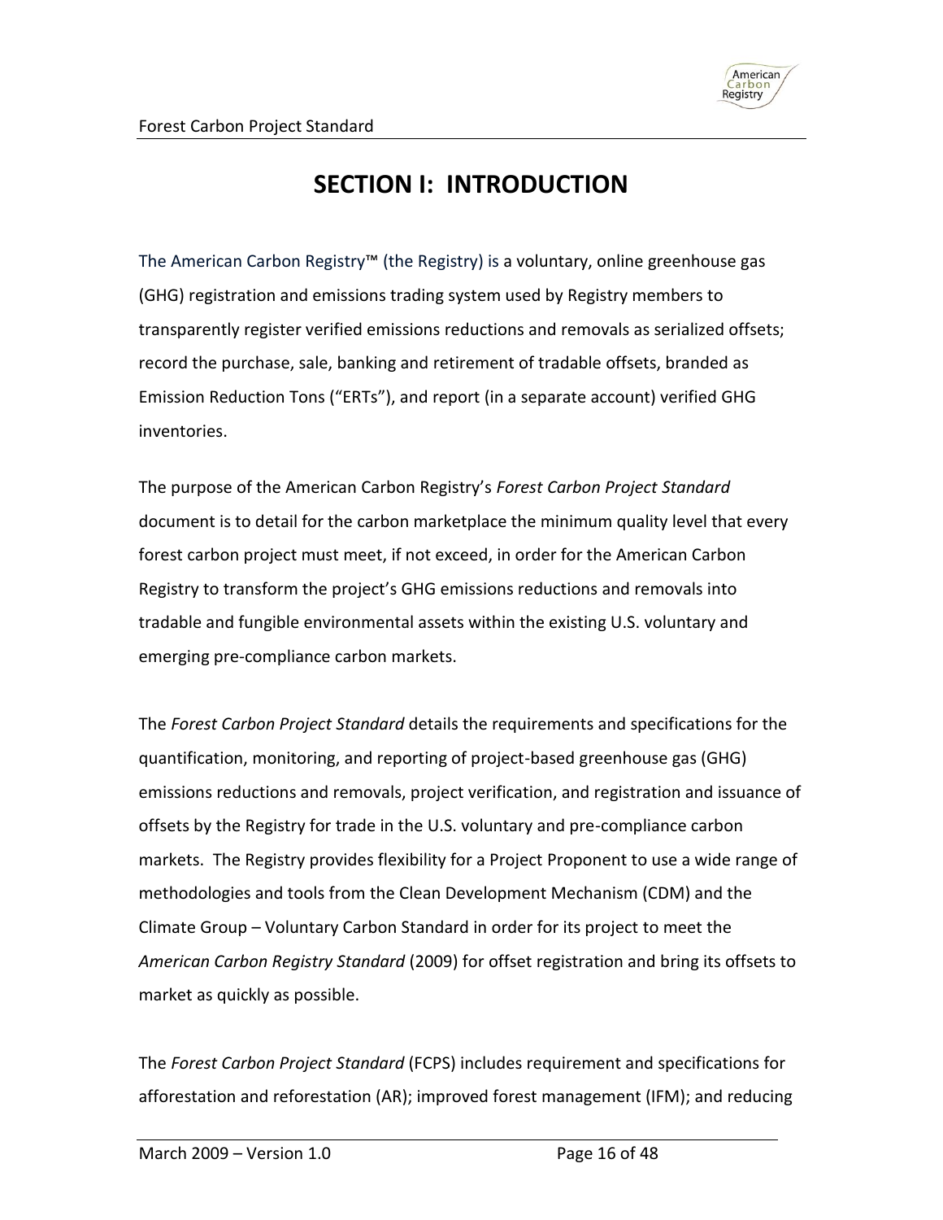# SECTION I: INTRODUCTION

The American Carbon Registry™ (the Registry) is a voluntary, online greenhouse gas (GHG) registration and emissions trading system used by Registry members to transparently register verified emissions reductions and removals as serialized offsets; record the purchase, sale, banking and retirement of tradable offsets, branded as Emission Reduction Tons ("ERTs"), and report (in a separate account) verified GHG inventories.

The purpose of the American Carbon Registry's *Forest Carbon Project Standard* document is to detail for the carbon marketplace the minimum quality level that every forest carbon project must meet, if not exceed, in order for the American Carbon Registry to transform the project's GHG emissions reductions and removals into tradable and fungible environmental assets within the existing U.S. voluntary and emerging pre-compliance carbon markets.

The *Forest Carbon Project Standard* details the requirements and specifications for the quantification, monitoring, and reporting of project-based greenhouse gas (GHG) emissions reductions and removals, project verification, and registration and issuance of offsets by the Registry for trade in the U.S. voluntary and pre-compliance carbon markets. The Registry provides flexibility for a Project Proponent to use a wide range of methodologies and tools from the Clean Development Mechanism (CDM) and the Climate Group – Voluntary Carbon Standard in order for its project to meet the *American Carbon Registry Standard* (2009) for offset registration and bring its offsets to market as quickly as possible.

The *Forest Carbon Project Standard* (FCPS) includes requirement and specifications for afforestation and reforestation (AR); improved forest management (IFM); and reducing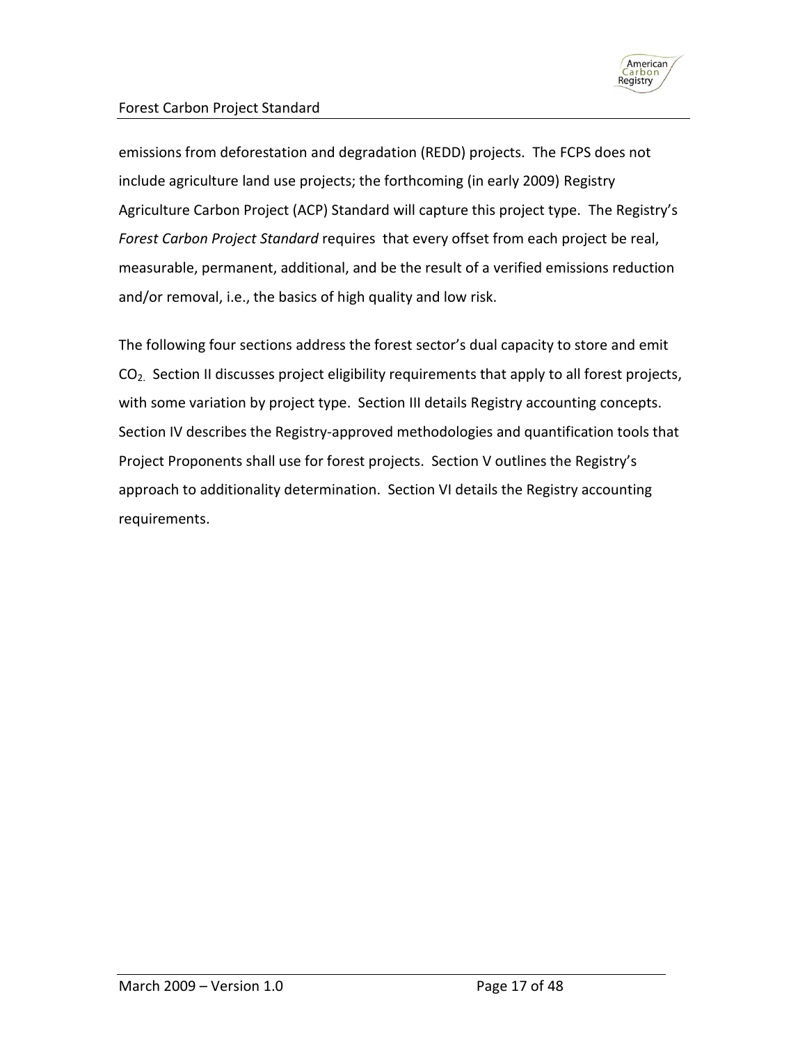emissions from deforestation and degradation (REDD) projects. The FCPS does not include agriculture land use projects; the forthcoming (in early 2009) Registry Agriculture Carbon Project (ACP) Standard will capture this project type. The Registry's *Forest Carbon Project Standard* requires that every offset from each project be real, measurable, permanent, additional, and be the result of a verified emissions reduction and/or removal, i.e., the basics of high quality and low risk.

The following four sections address the forest sector's dual capacity to store and emit $CO_2$. Section II discusses project eligibility requirements that apply to all forest projects, with some variation by project type. Section III details Registry accounting concepts. Section IV describes the Registry-approved methodologies and quantification tools that Project Proponents shall use for forest projects. Section V outlines the Registry's approach to additionality determination. Section VI details the Registry accounting requirements.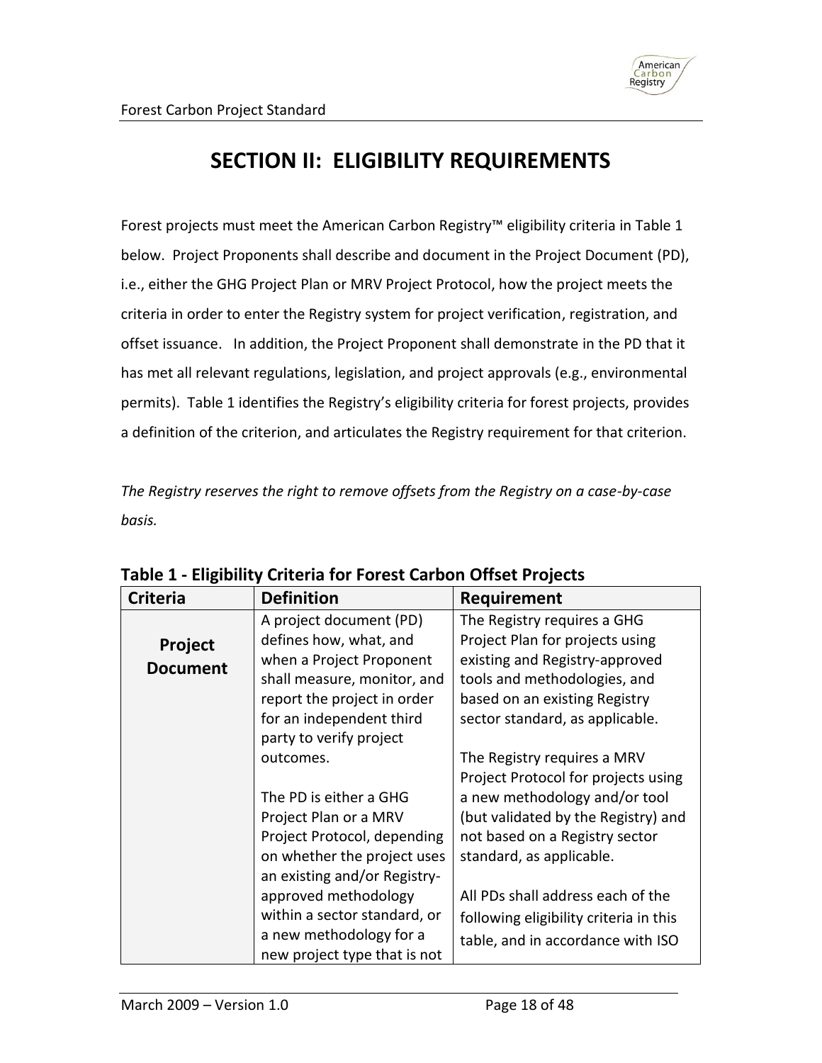# SECTION II: ELIGIBILITY REQUIREMENTS

Forest projects must meet the American Carbon Registry™ eligibility criteria in Table 1 below. Project Proponents shall describe and document in the Project Document (PD), i.e., either the GHG Project Plan or MRV Project Protocol, how the project meets the criteria in order to enter the Registry system for project verification, registration, and offset issuance. In addition, the Project Proponent shall demonstrate in the PD that it has met all relevant regulations, legislation, and project approvals (e.g., environmental permits). Table 1 identifies the Registry's eligibility criteria for forest projects, provides a definition of the criterion, and articulates the Registry requirement for that criterion.

*The Registry reserves the right to remove offsets from the Registry on a case-by-case basis.*

**Table 1 - Eligibility Criteria for Forest Carbon Offset Projects**

| Criteria | Definition | Requirement |
|---|---|---|
| **Project Document** | A project document (PD) defines how, what, and when a Project Proponent shall measure, monitor, and report the project in order for an independent third party to verify project outcomes.<br><br>The PD is either a GHG Project Plan or a MRV Project Protocol, depending on whether the project uses an existing and/or Registry-approved methodology within a sector standard, or a new methodology for a new project type that is not | The Registry requires a GHG Project Plan for projects using existing and Registry-approved tools and methodologies, and based on an existing Registry sector standard, as applicable.<br><br>The Registry requires a MRV Project Protocol for projects using a new methodology and/or tool (but validated by the Registry) and not based on a Registry sector standard, as applicable.<br><br>All PDs shall address each of the following eligibility criteria in this table, and in accordance with ISO |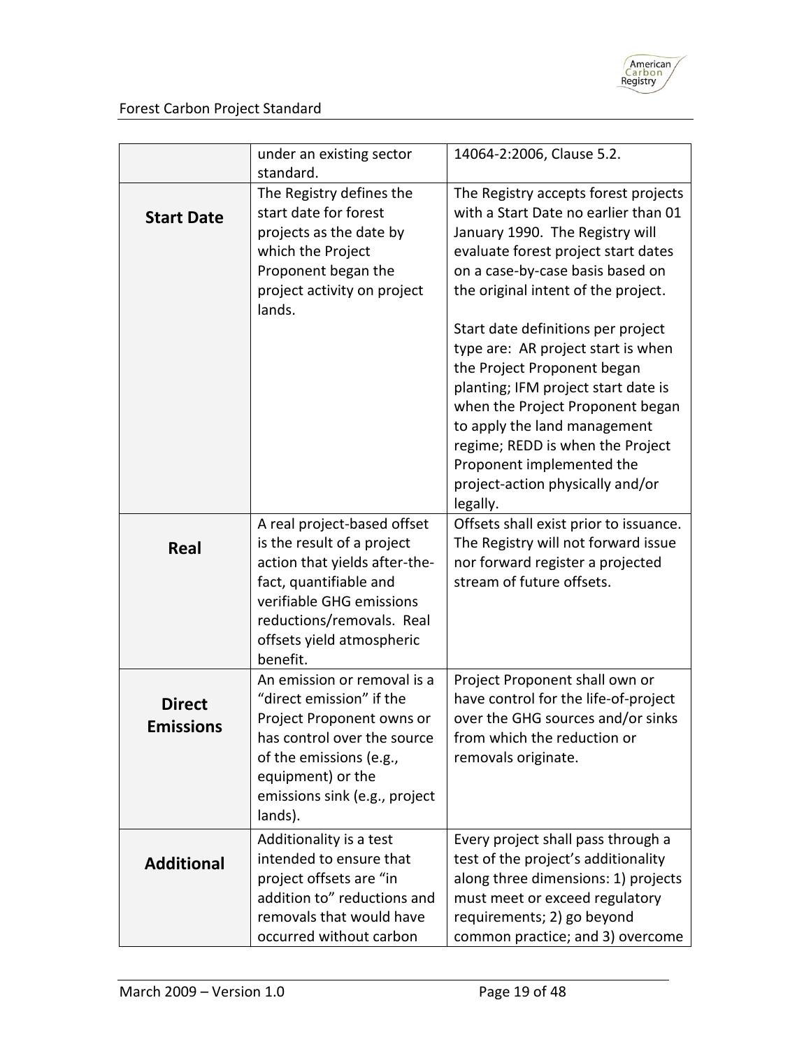| | | |
|---|---|---|
| | under an existing sector standard. | 14064-2:2006, Clause 5.2. |
| **Start Date** | The Registry defines the start date for forest projects as the date by which the Project Proponent began the project activity on project lands. | The Registry accepts forest projects with a Start Date no earlier than 01 January 1990. The Registry will evaluate forest project start dates on a case-by-case basis based on the original intent of the project.<br><br>Start date definitions per project type are: AR project start is when the Project Proponent began planting; IFM project start date is when the Project Proponent began to apply the land management regime; REDD is when the Project Proponent implemented the project-action physically and/or legally. |
| **Real** | A real project-based offset is the result of a project action that yields after-the-fact, quantifiable and verifiable GHG emissions reductions/removals. Real offsets yield atmospheric benefit. | Offsets shall exist prior to issuance. The Registry will not forward issue nor forward register a projected stream of future offsets. |
| **Direct Emissions** | An emission or removal is a "direct emission" if the Project Proponent owns or has control over the source of the emissions (e.g., equipment) or the emissions sink (e.g., project lands). | Project Proponent shall own or have control for the life-of-project over the GHG sources and/or sinks from which the reduction or removals originate. |
| **Additional** | Additionality is a test intended to ensure that project offsets are "in addition to" reductions and removals that would have occurred without carbon | Every project shall pass through a test of the project's additionality along three dimensions: 1) projects must meet or exceed regulatory requirements; 2) go beyond common practice; and 3) overcome |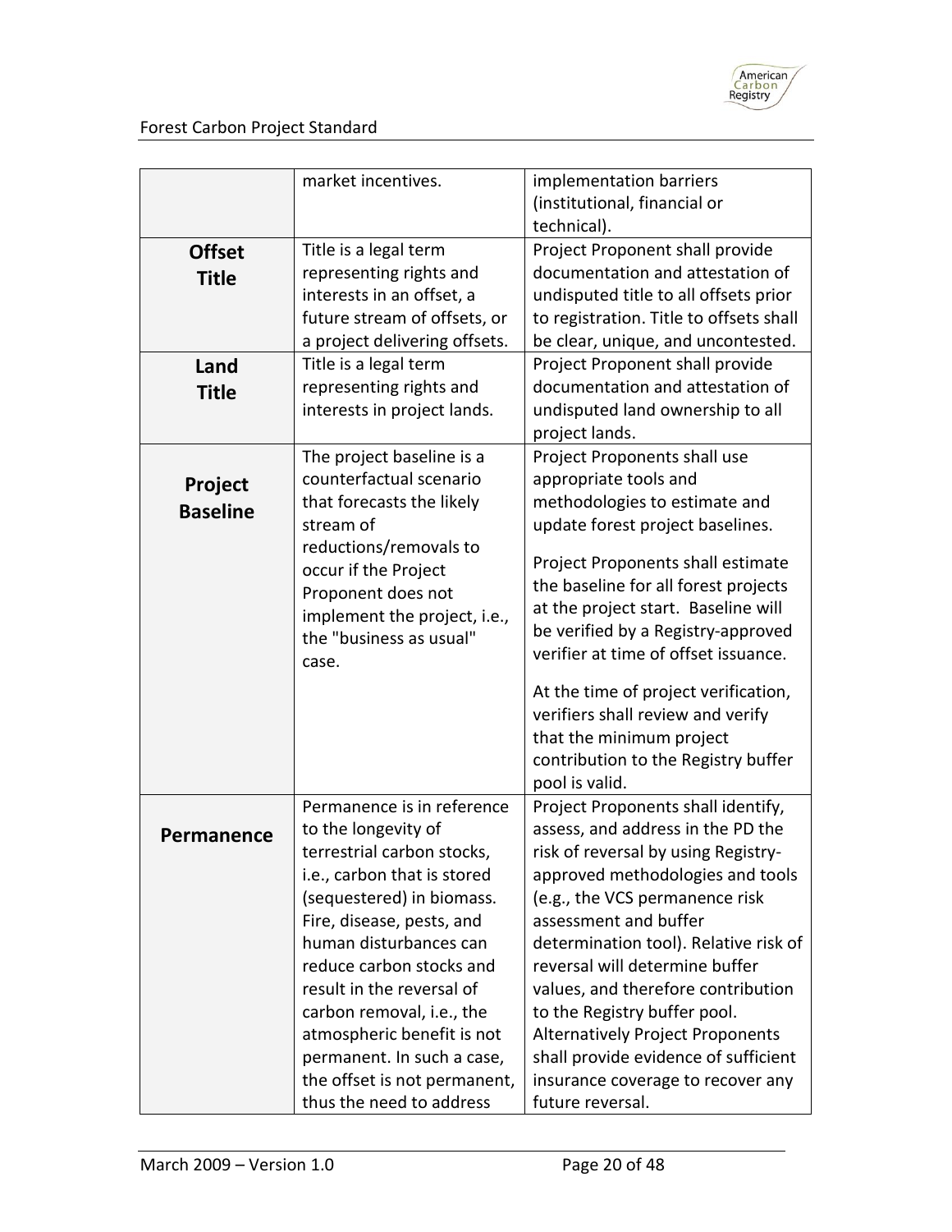| | | |
|---|---|---|
| | market incentives. | implementation barriers (institutional, financial or technical). |
| **Offset Title** | Title is a legal term representing rights and interests in an offset, a future stream of offsets, or a project delivering offsets. | Project Proponent shall provide documentation and attestation of undisputed title to all offsets prior to registration. Title to offsets shall be clear, unique, and uncontested. |
| **Land Title** | Title is a legal term representing rights and interests in project lands. | Project Proponent shall provide documentation and attestation of undisputed land ownership to all project lands. |
| **Project Baseline** | The project baseline is a counterfactual scenario that forecasts the likely stream of reductions/removals to occur if the Project Proponent does not implement the project, i.e., the "business as usual" case. | Project Proponents shall use appropriate tools and methodologies to estimate and update forest project baselines.<br><br>Project Proponents shall estimate the baseline for all forest projects at the project start. Baseline will be verified by a Registry-approved verifier at time of offset issuance.<br><br>At the time of project verification, verifiers shall review and verify that the minimum project contribution to the Registry buffer pool is valid. |
| **Permanence** | Permanence is in reference to the longevity of terrestrial carbon stocks, i.e., carbon that is stored (sequestered) in biomass. Fire, disease, pests, and human disturbances can reduce carbon stocks and result in the reversal of carbon removal, i.e., the atmospheric benefit is not permanent. In such a case, the offset is not permanent, thus the need to address | Project Proponents shall identify, assess, and address in the PD the risk of reversal by using Registry-approved methodologies and tools (e.g., the VCS permanence risk assessment and buffer determination tool). Relative risk of reversal will determine buffer values, and therefore contribution to the Registry buffer pool. Alternatively Project Proponents shall provide evidence of sufficient insurance coverage to recover any future reversal. |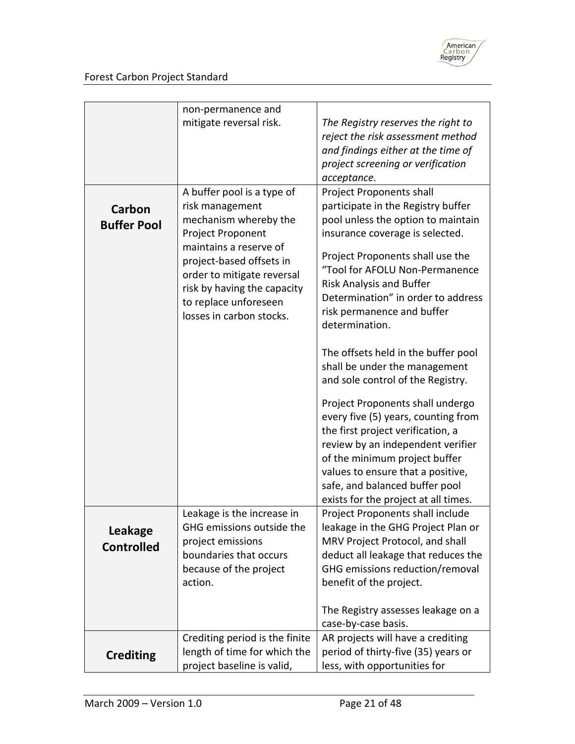| | | |
|---|---|---|
| | non-permanence and mitigate reversal risk. | *The Registry reserves the right to reject the risk assessment method and findings either at the time of project screening or verification acceptance.* |
| **Carbon Buffer Pool** | A buffer pool is a type of risk management mechanism whereby the Project Proponent maintains a reserve of project-based offsets in order to mitigate reversal risk by having the capacity to replace unforeseen losses in carbon stocks. | Project Proponents shall participate in the Registry buffer pool unless the option to maintain insurance coverage is selected.<br><br>Project Proponents shall use the "Tool for AFOLU Non-Permanence Risk Analysis and Buffer Determination" in order to address risk permanence and buffer determination.<br><br>The offsets held in the buffer pool shall be under the management and sole control of the Registry.<br><br>Project Proponents shall undergo every five (5) years, counting from the first project verification, a review by an independent verifier of the minimum project buffer values to ensure that a positive, safe, and balanced buffer pool exists for the project at all times. |
| **Leakage Controlled** | Leakage is the increase in GHG emissions outside the project emissions boundaries that occurs because of the project action. | Project Proponents shall include leakage in the GHG Project Plan or MRV Project Protocol, and shall deduct all leakage that reduces the GHG emissions reduction/removal benefit of the project.<br><br>The Registry assesses leakage on a case-by-case basis. |
| **Crediting** | Crediting period is the finite length of time for which the project baseline is valid, | AR projects will have a crediting period of thirty-five (35) years or less, with opportunities for |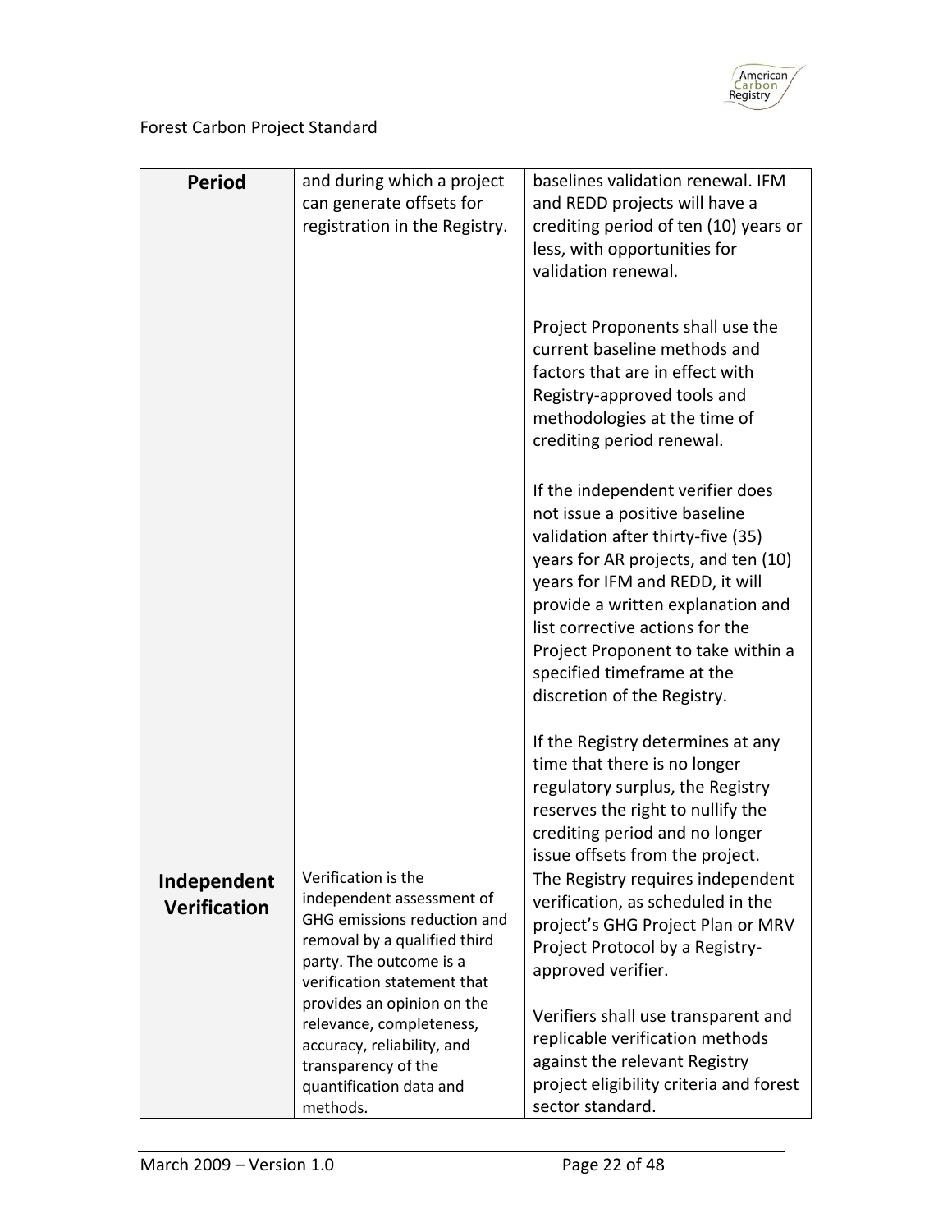| | | |
|---|---|---|
| **Period** | and during which a project can generate offsets for registration in the Registry. | baselines validation renewal. IFM and REDD projects will have a crediting period of ten (10) years or less, with opportunities for validation renewal.<br><br>Project Proponents shall use the current baseline methods and factors that are in effect with Registry-approved tools and methodologies at the time of crediting period renewal.<br><br>If the independent verifier does not issue a positive baseline validation after thirty-five (35) years for AR projects, and ten (10) years for IFM and REDD, it will provide a written explanation and list corrective actions for the Project Proponent to take within a specified timeframe at the discretion of the Registry.<br><br>If the Registry determines at any time that there is no longer regulatory surplus, the Registry reserves the right to nullify the crediting period and no longer issue offsets from the project. |
| **Independent Verification** | Verification is the independent assessment of GHG emissions reduction and removal by a qualified third party. The outcome is a verification statement that provides an opinion on the relevance, completeness, accuracy, reliability, and transparency of the quantification data and methods. | The Registry requires independent verification, as scheduled in the project's GHG Project Plan or MRV Project Protocol by a Registry-approved verifier.<br><br>Verifiers shall use transparent and replicable verification methods against the relevant Registry project eligibility criteria and forest sector standard. |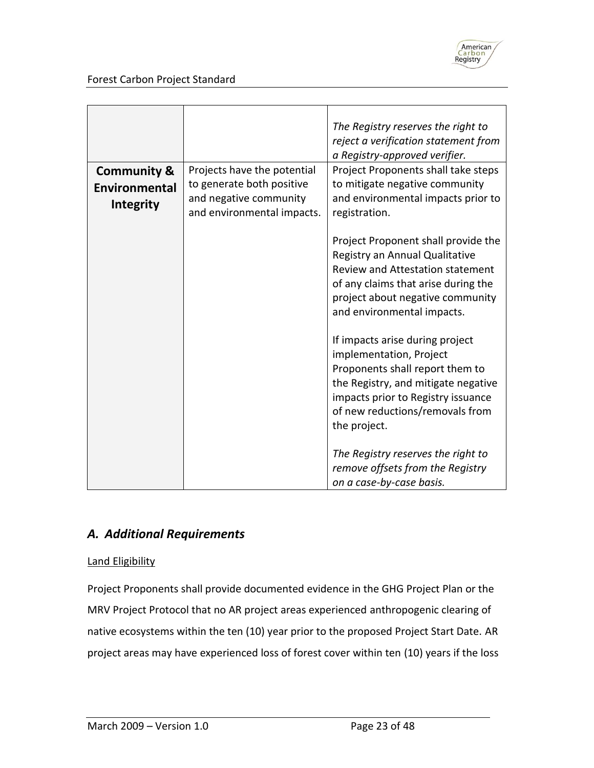| | | |
|---|---|---|
| | | *The Registry reserves the right to reject a verification statement from a Registry-approved verifier.* |
| **Community & Environmental Integrity** | Projects have the potential to generate both positive and negative community and environmental impacts. | Project Proponents shall take steps to mitigate negative community and environmental impacts prior to registration.<br><br>Project Proponent shall provide the Registry an Annual Qualitative Review and Attestation statement of any claims that arise during the project about negative community and environmental impacts.<br><br>If impacts arise during project implementation, Project Proponents shall report them to the Registry, and mitigate negative impacts prior to Registry issuance of new reductions/removals from the project.<br><br>*The Registry reserves the right to remove offsets from the Registry on a case-by-case basis.* |

## *A. Additional Requirements*

Land Eligibility

Project Proponents shall provide documented evidence in the GHG Project Plan or the MRV Project Protocol that no AR project areas experienced anthropogenic clearing of native ecosystems within the ten (10) year prior to the proposed Project Start Date. AR project areas may have experienced loss of forest cover within ten (10) years if the loss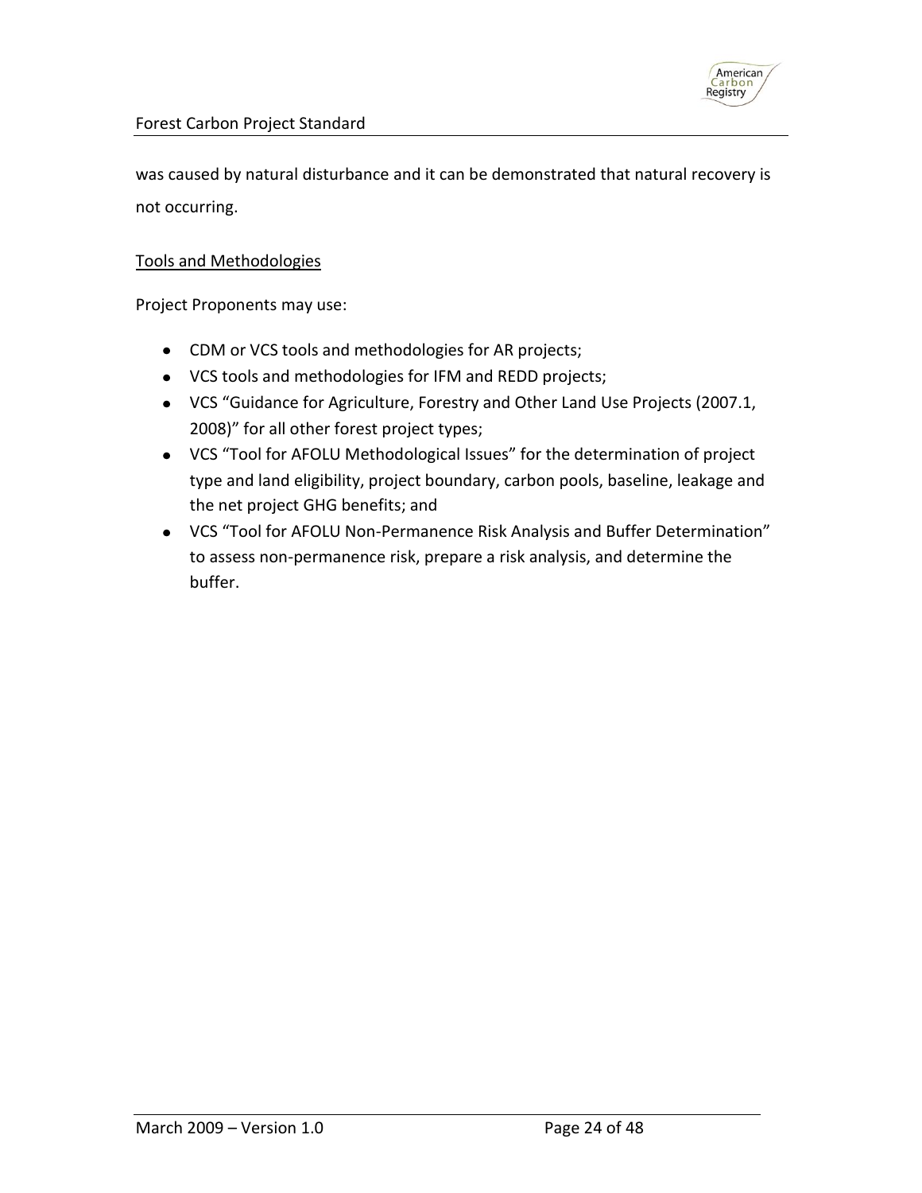was caused by natural disturbance and it can be demonstrated that natural recovery is not occurring.

<u>Tools and Methodologies</u>

Project Proponents may use:

- CDM or VCS tools and methodologies for AR projects;
- VCS tools and methodologies for IFM and REDD projects;
- VCS "Guidance for Agriculture, Forestry and Other Land Use Projects (2007.1, 2008)" for all other forest project types;
- VCS "Tool for AFOLU Methodological Issues" for the determination of project type and land eligibility, project boundary, carbon pools, baseline, leakage and the net project GHG benefits; and
- VCS "Tool for AFOLU Non-Permanence Risk Analysis and Buffer Determination" to assess non-permanence risk, prepare a risk analysis, and determine the buffer.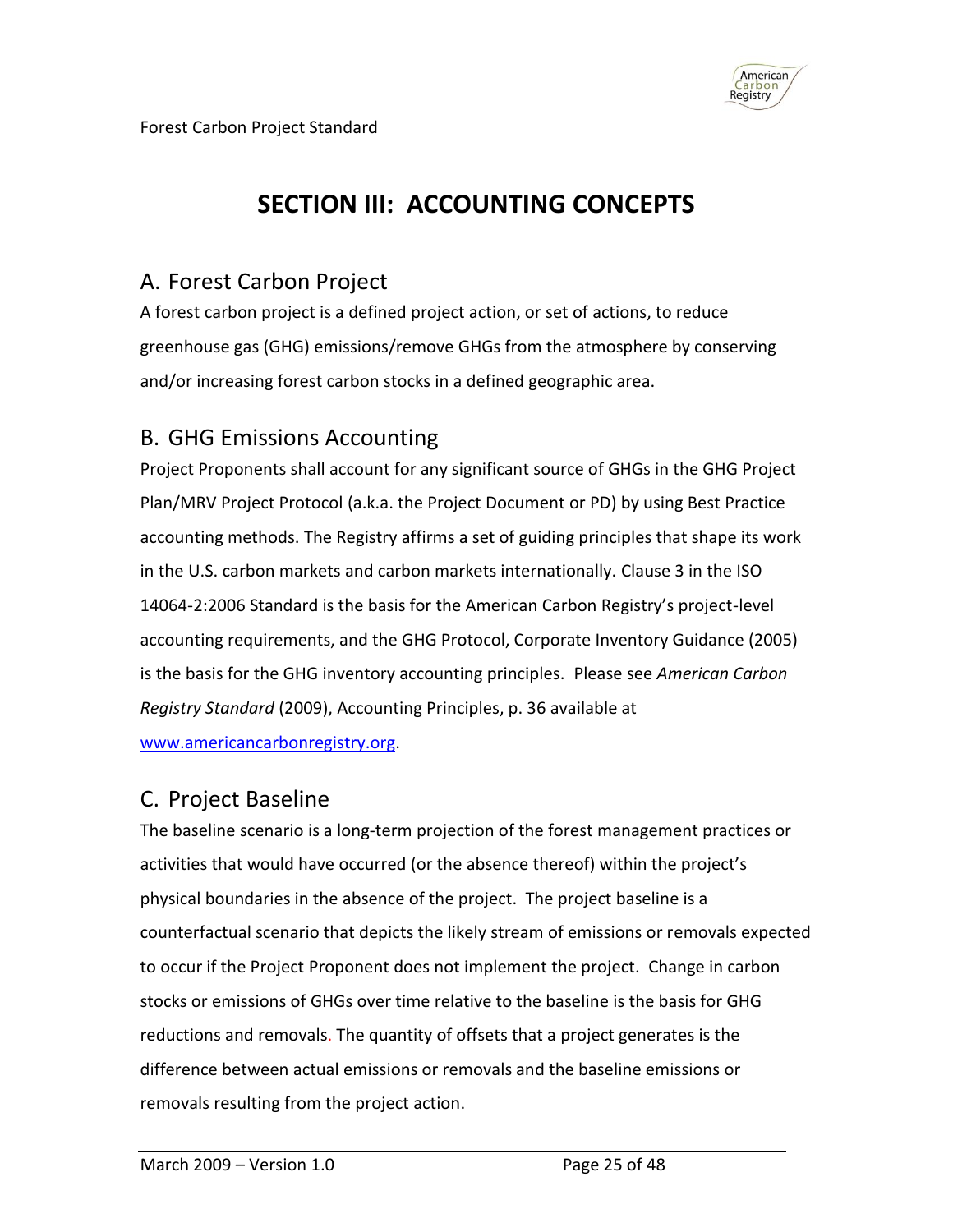# SECTION III: ACCOUNTING CONCEPTS

## A. Forest Carbon Project

A forest carbon project is a defined project action, or set of actions, to reduce greenhouse gas (GHG) emissions/remove GHGs from the atmosphere by conserving and/or increasing forest carbon stocks in a defined geographic area.

## B. GHG Emissions Accounting

Project Proponents shall account for any significant source of GHGs in the GHG Project Plan/MRV Project Protocol (a.k.a. the Project Document or PD) by using Best Practice accounting methods. The Registry affirms a set of guiding principles that shape its work in the U.S. carbon markets and carbon markets internationally. Clause 3 in the ISO 14064-2:2006 Standard is the basis for the American Carbon Registry's project-level accounting requirements, and the GHG Protocol, Corporate Inventory Guidance (2005) is the basis for the GHG inventory accounting principles. Please see *American Carbon Registry Standard* (2009), Accounting Principles, p. 36 available at [www.americancarbonregistry.org](www.americancarbonregistry.org).

## C. Project Baseline

The baseline scenario is a long-term projection of the forest management practices or activities that would have occurred (or the absence thereof) within the project's physical boundaries in the absence of the project. The project baseline is a counterfactual scenario that depicts the likely stream of emissions or removals expected to occur if the Project Proponent does not implement the project. Change in carbon stocks or emissions of GHGs over time relative to the baseline is the basis for GHG reductions and removals. The quantity of offsets that a project generates is the difference between actual emissions or removals and the baseline emissions or removals resulting from the project action.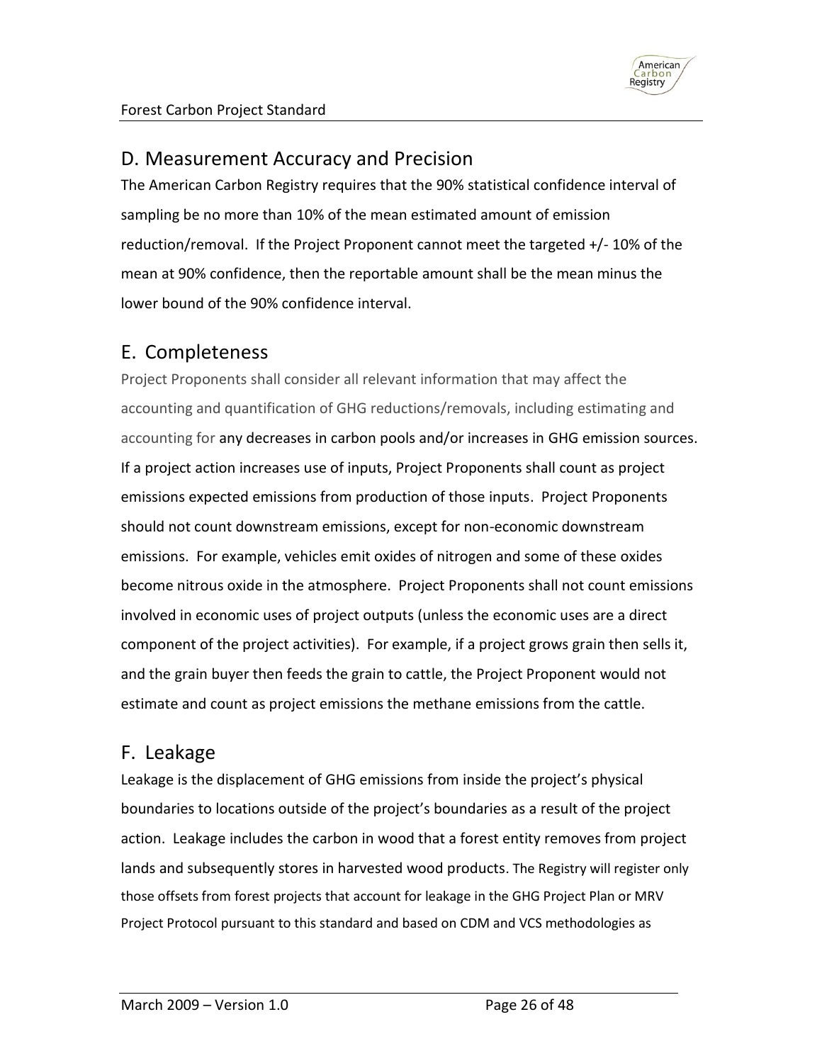## D. Measurement Accuracy and Precision

The American Carbon Registry requires that the 90% statistical confidence interval of sampling be no more than 10% of the mean estimated amount of emission reduction/removal. If the Project Proponent cannot meet the targeted +/- 10% of the mean at 90% confidence, then the reportable amount shall be the mean minus the lower bound of the 90% confidence interval.

## E. Completeness

Project Proponents shall consider all relevant information that may affect the accounting and quantification of GHG reductions/removals, including estimating and accounting for any decreases in carbon pools and/or increases in GHG emission sources. If a project action increases use of inputs, Project Proponents shall count as project emissions expected emissions from production of those inputs. Project Proponents should not count downstream emissions, except for non-economic downstream emissions. For example, vehicles emit oxides of nitrogen and some of these oxides become nitrous oxide in the atmosphere. Project Proponents shall not count emissions involved in economic uses of project outputs (unless the economic uses are a direct component of the project activities). For example, if a project grows grain then sells it, and the grain buyer then feeds the grain to cattle, the Project Proponent would not estimate and count as project emissions the methane emissions from the cattle.

## F. Leakage

Leakage is the displacement of GHG emissions from inside the project's physical boundaries to locations outside of the project's boundaries as a result of the project action. Leakage includes the carbon in wood that a forest entity removes from project lands and subsequently stores in harvested wood products. The Registry will register only those offsets from forest projects that account for leakage in the GHG Project Plan or MRV Project Protocol pursuant to this standard and based on CDM and VCS methodologies as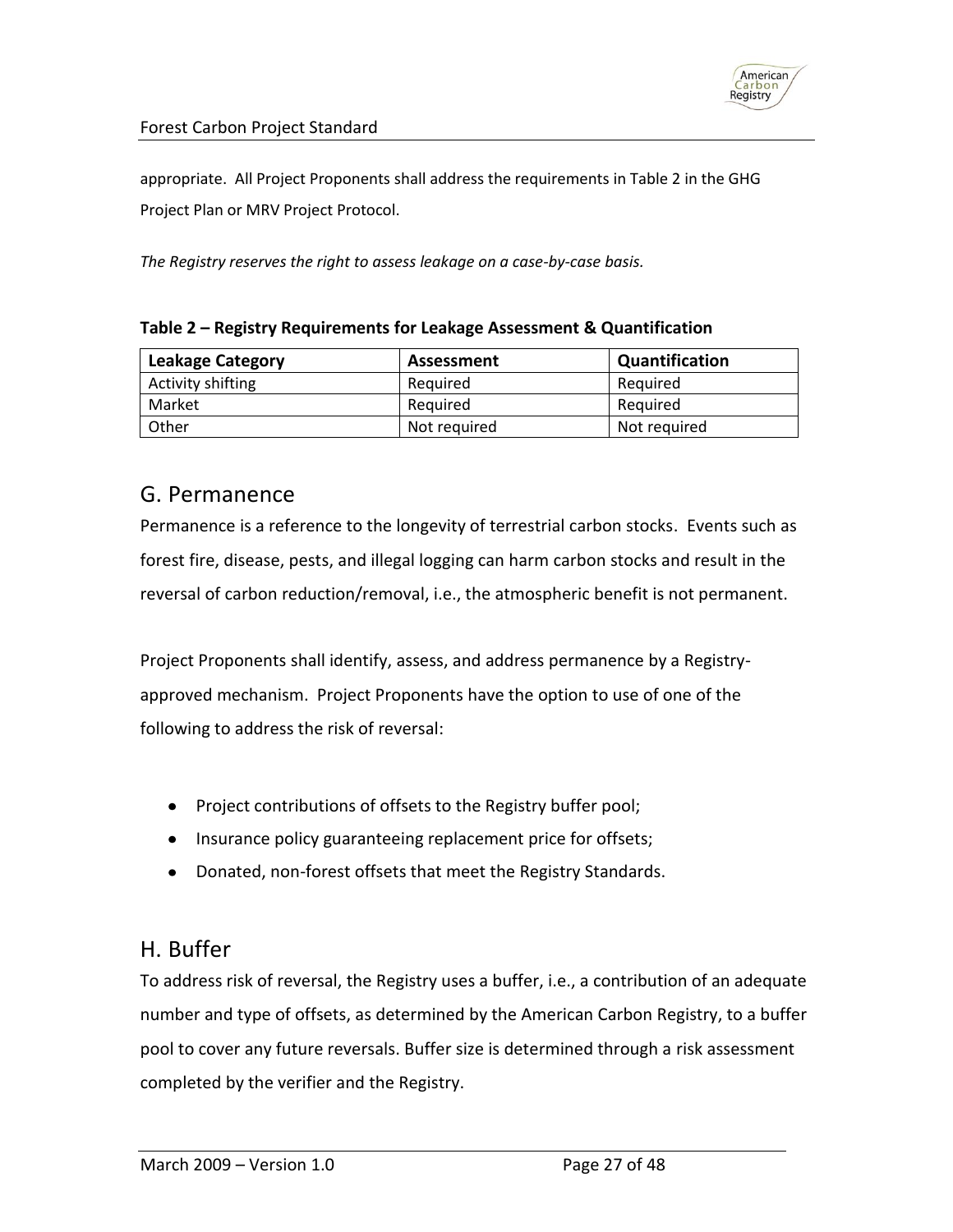appropriate. All Project Proponents shall address the requirements in Table 2 in the GHG Project Plan or MRV Project Protocol.

*The Registry reserves the right to assess leakage on a case-by-case basis.*

**Table 2 – Registry Requirements for Leakage Assessment & Quantification**

| Leakage Category | Assessment | Quantification |
| --- | --- | --- |
| Activity shifting | Required | Required |
| Market | Required | Required |
| Other | Not required | Not required |

## G. Permanence

Permanence is a reference to the longevity of terrestrial carbon stocks. Events such as forest fire, disease, pests, and illegal logging can harm carbon stocks and result in the reversal of carbon reduction/removal, i.e., the atmospheric benefit is not permanent.

Project Proponents shall identify, assess, and address permanence by a Registry-approved mechanism. Project Proponents have the option to use of one of the following to address the risk of reversal:

- Project contributions of offsets to the Registry buffer pool;
- Insurance policy guaranteeing replacement price for offsets;
- Donated, non-forest offsets that meet the Registry Standards.

## H. Buffer

To address risk of reversal, the Registry uses a buffer, i.e., a contribution of an adequate number and type of offsets, as determined by the American Carbon Registry, to a buffer pool to cover any future reversals. Buffer size is determined through a risk assessment completed by the verifier and the Registry.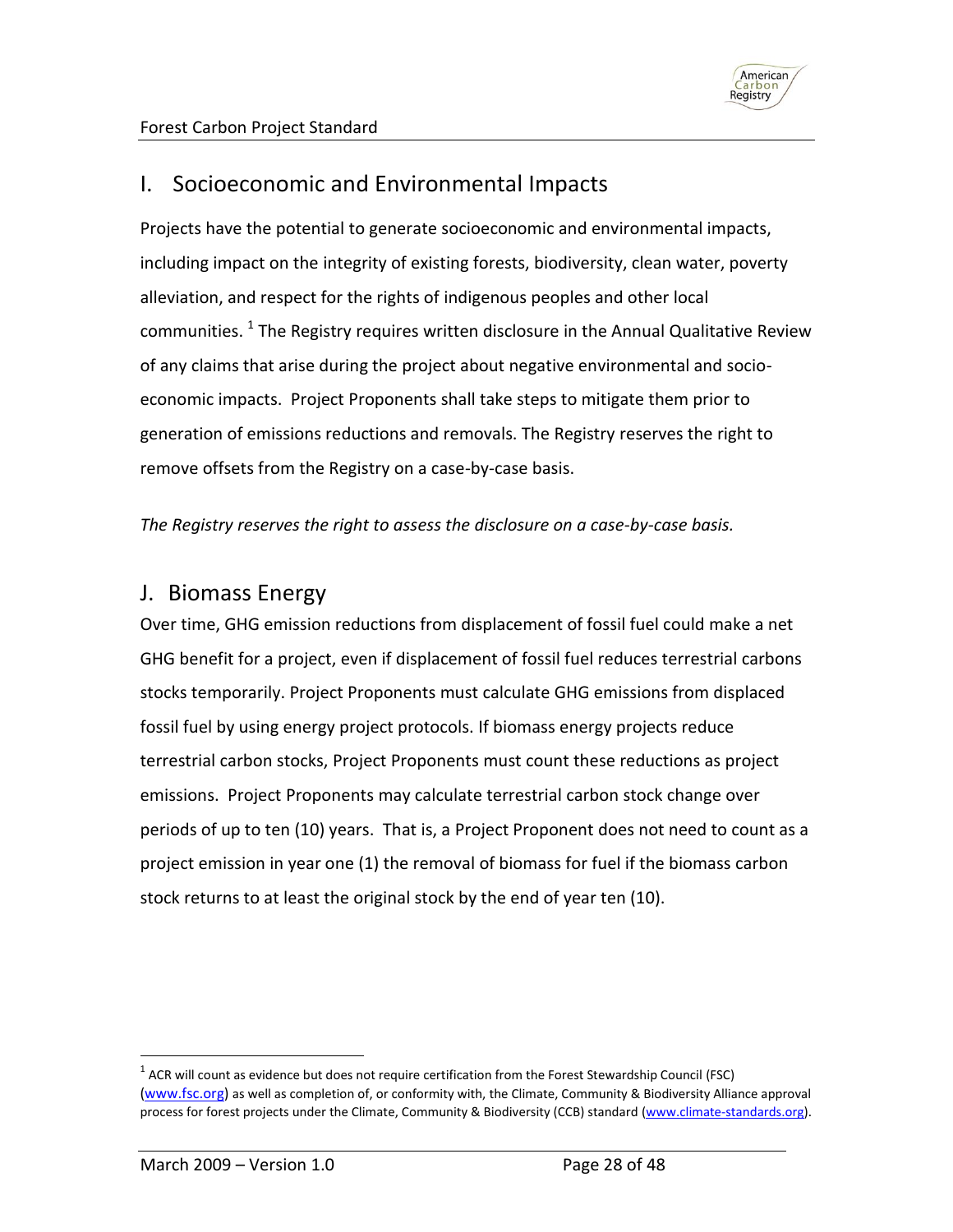## I. Socioeconomic and Environmental Impacts

Projects have the potential to generate socioeconomic and environmental impacts, including impact on the integrity of existing forests, biodiversity, clean water, poverty alleviation, and respect for the rights of indigenous peoples and other local communities. [1] The Registry requires written disclosure in the Annual Qualitative Review of any claims that arise during the project about negative environmental and socio-economic impacts. Project Proponents shall take steps to mitigate them prior to generation of emissions reductions and removals. The Registry reserves the right to remove offsets from the Registry on a case-by-case basis.

*The Registry reserves the right to assess the disclosure on a case-by-case basis.*

## J. Biomass Energy

Over time, GHG emission reductions from displacement of fossil fuel could make a net GHG benefit for a project, even if displacement of fossil fuel reduces terrestrial carbons stocks temporarily. Project Proponents must calculate GHG emissions from displaced fossil fuel by using energy project protocols. If biomass energy projects reduce terrestrial carbon stocks, Project Proponents must count these reductions as project emissions. Project Proponents may calculate terrestrial carbon stock change over periods of up to ten (10) years. That is, a Project Proponent does not need to count as a project emission in year one (1) the removal of biomass for fuel if the biomass carbon stock returns to at least the original stock by the end of year ten (10).

---

[1] ACR will count as evidence but does not require certification from the Forest Stewardship Council (FSC) (www.fsc.org) as well as completion of, or conformity with, the Climate, Community & Biodiversity Alliance approval process for forest projects under the Climate, Community & Biodiversity (CCB) standard (www.climate-standards.org).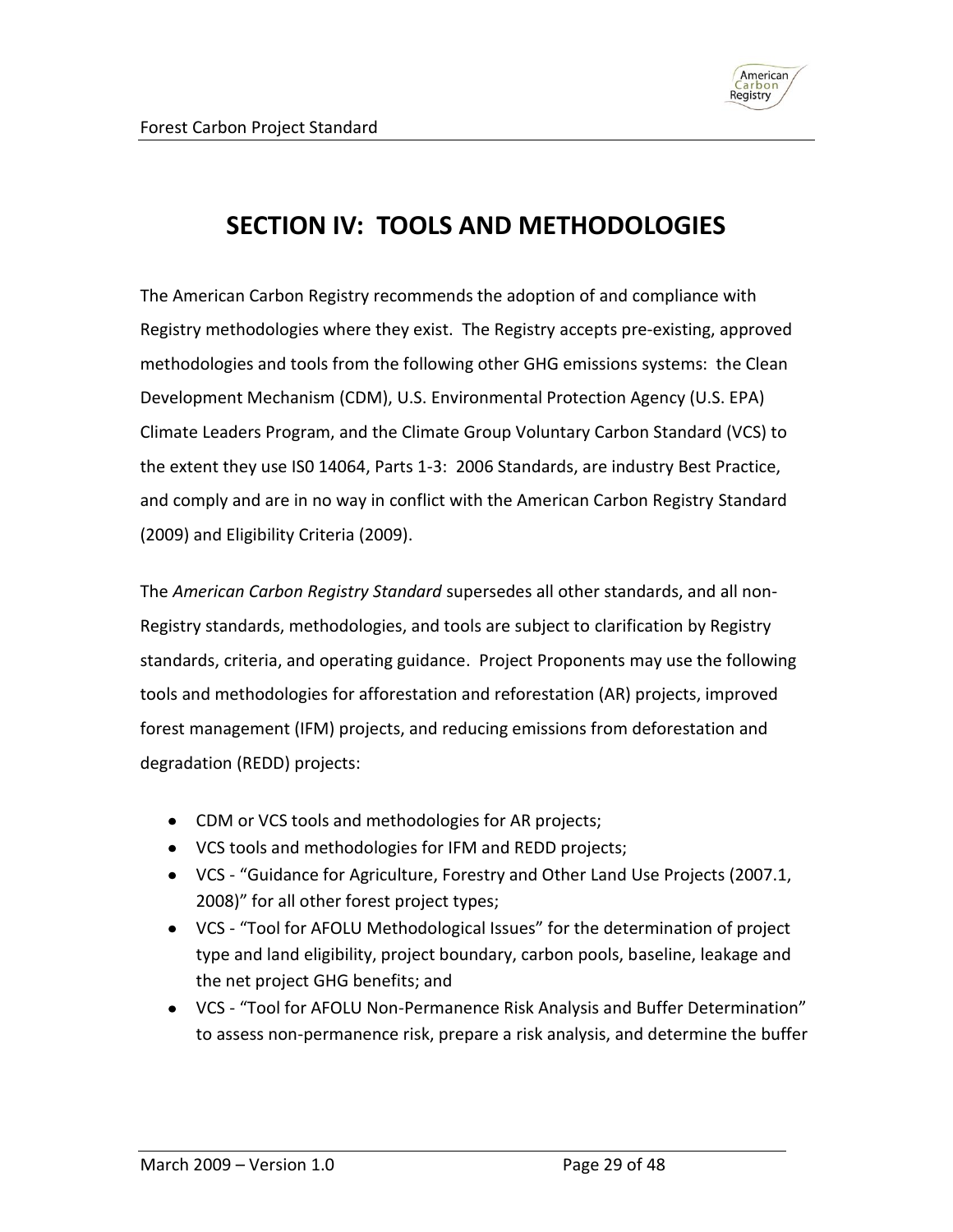# SECTION IV: TOOLS AND METHODOLOGIES

The American Carbon Registry recommends the adoption of and compliance with Registry methodologies where they exist. The Registry accepts pre-existing, approved methodologies and tools from the following other GHG emissions systems: the Clean Development Mechanism (CDM), U.S. Environmental Protection Agency (U.S. EPA) Climate Leaders Program, and the Climate Group Voluntary Carbon Standard (VCS) to the extent they use IS0 14064, Parts 1-3: 2006 Standards, are industry Best Practice, and comply and are in no way in conflict with the American Carbon Registry Standard (2009) and Eligibility Criteria (2009).

The *American Carbon Registry Standard* supersedes all other standards, and all non-Registry standards, methodologies, and tools are subject to clarification by Registry standards, criteria, and operating guidance. Project Proponents may use the following tools and methodologies for afforestation and reforestation (AR) projects, improved forest management (IFM) projects, and reducing emissions from deforestation and degradation (REDD) projects:

- CDM or VCS tools and methodologies for AR projects;
- VCS tools and methodologies for IFM and REDD projects;
- VCS - "Guidance for Agriculture, Forestry and Other Land Use Projects (2007.1, 2008)" for all other forest project types;
- VCS - "Tool for AFOLU Methodological Issues" for the determination of project type and land eligibility, project boundary, carbon pools, baseline, leakage and the net project GHG benefits; and
- VCS - "Tool for AFOLU Non-Permanence Risk Analysis and Buffer Determination" to assess non-permanence risk, prepare a risk analysis, and determine the buffer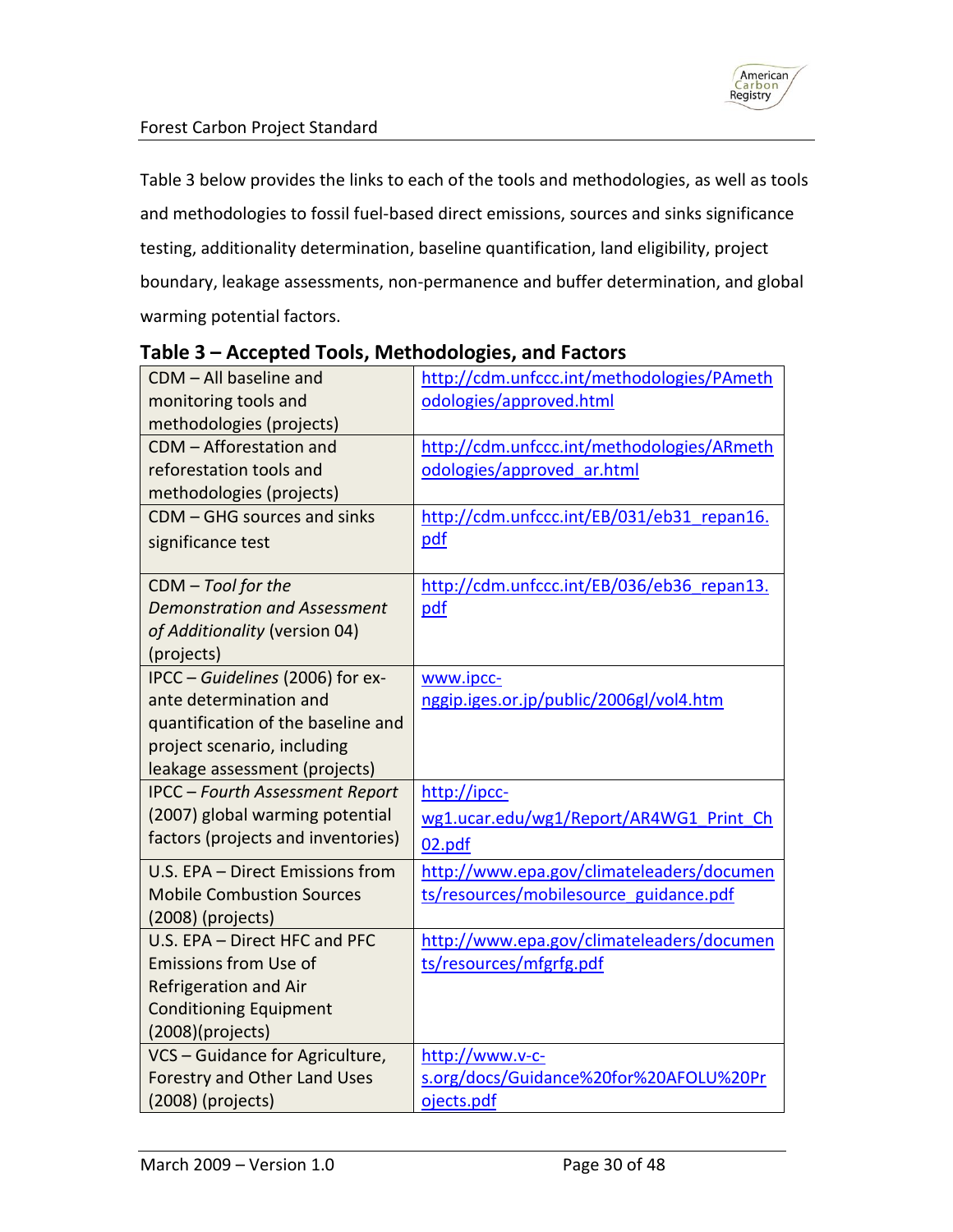Table 3 below provides the links to each of the tools and methodologies, as well as tools and methodologies to fossil fuel-based direct emissions, sources and sinks significance testing, additionality determination, baseline quantification, land eligibility, project boundary, leakage assessments, non-permanence and buffer determination, and global warming potential factors.

**Table 3 – Accepted Tools, Methodologies, and Factors**

| | |
|---|---|
| CDM – All baseline and monitoring tools and methodologies (projects) | http://cdm.unfccc.int/methodologies/PAmethodologies/approved.html |
| CDM – Afforestation and reforestation tools and methodologies (projects) | http://cdm.unfccc.int/methodologies/ARmethodologies/approved_ar.html |
| CDM – GHG sources and sinks significance test | http://cdm.unfccc.int/EB/031/eb31_repan16.pdf |
| CDM – *Tool for the Demonstration and Assessment of Additionality* (version 04) (projects) | http://cdm.unfccc.int/EB/036/eb36_repan13.pdf |
| IPCC – *Guidelines* (2006) for ex-ante determination and quantification of the baseline and project scenario, including leakage assessment (projects) | www.ipcc-nggip.iges.or.jp/public/2006gl/vol4.htm |
| IPCC – *Fourth Assessment Report* (2007) global warming potential factors (projects and inventories) | http://ipcc-wg1.ucar.edu/wg1/Report/AR4WG1_Print_Ch02.pdf |
| U.S. EPA – Direct Emissions from Mobile Combustion Sources (2008) (projects) | http://www.epa.gov/climateleaders/documents/resources/mobilesource_guidance.pdf |
| U.S. EPA – Direct HFC and PFC Emissions from Use of Refrigeration and Air Conditioning Equipment (2008)(projects) | http://www.epa.gov/climateleaders/documents/resources/mfgrfg.pdf |
| VCS – Guidance for Agriculture, Forestry and Other Land Uses (2008) (projects) | http://www.v-c-s.org/docs/Guidance%20for%20AFOLU%20Projects.pdf |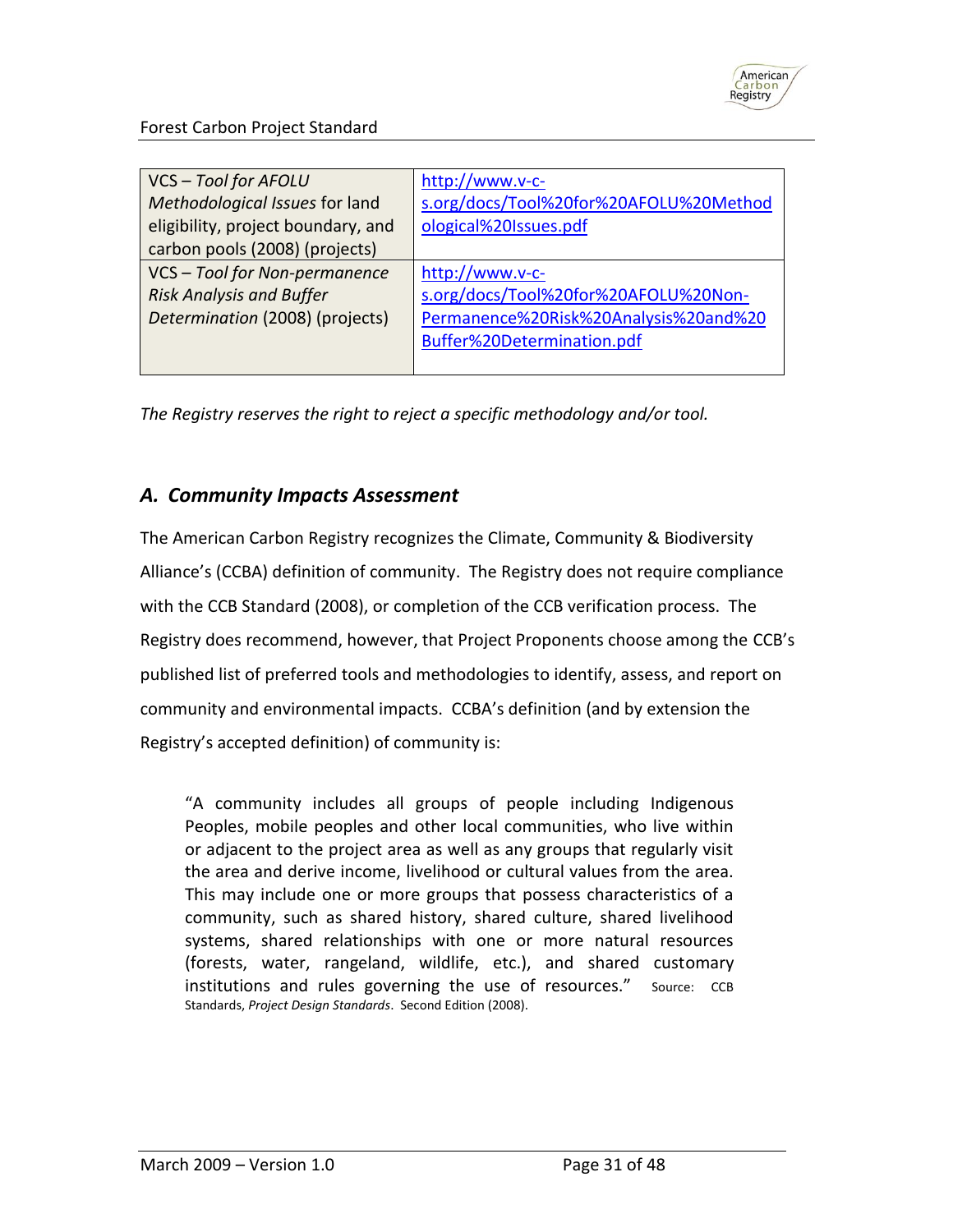| | |
|---|---|
| VCS – *Tool for AFOLU Methodological Issues* for land eligibility, project boundary, and carbon pools (2008) (projects) | http://www.v-c-s.org/docs/Tool%20for%20AFOLU%20Methodological%20Issues.pdf |
| VCS – *Tool for Non-permanence Risk Analysis and Buffer Determination* (2008) (projects) | http://www.v-c-s.org/docs/Tool%20for%20AFOLU%20Non-Permanence%20Risk%20Analysis%20and%20Buffer%20Determination.pdf |

*The Registry reserves the right to reject a specific methodology and/or tool.*

## *A. Community Impacts Assessment*

The American Carbon Registry recognizes the Climate, Community & Biodiversity Alliance's (CCBA) definition of community. The Registry does not require compliance with the CCB Standard (2008), or completion of the CCB verification process. The Registry does recommend, however, that Project Proponents choose among the CCB's published list of preferred tools and methodologies to identify, assess, and report on community and environmental impacts. CCBA's definition (and by extension the Registry's accepted definition) of community is:

> "A community includes all groups of people including Indigenous Peoples, mobile peoples and other local communities, who live within or adjacent to the project area as well as any groups that regularly visit the area and derive income, livelihood or cultural values from the area. This may include one or more groups that possess characteristics of a community, such as shared history, shared culture, shared livelihood systems, shared relationships with one or more natural resources (forests, water, rangeland, wildlife, etc.), and shared customary institutions and rules governing the use of resources." Source: CCB Standards, *Project Design Standards*. Second Edition (2008).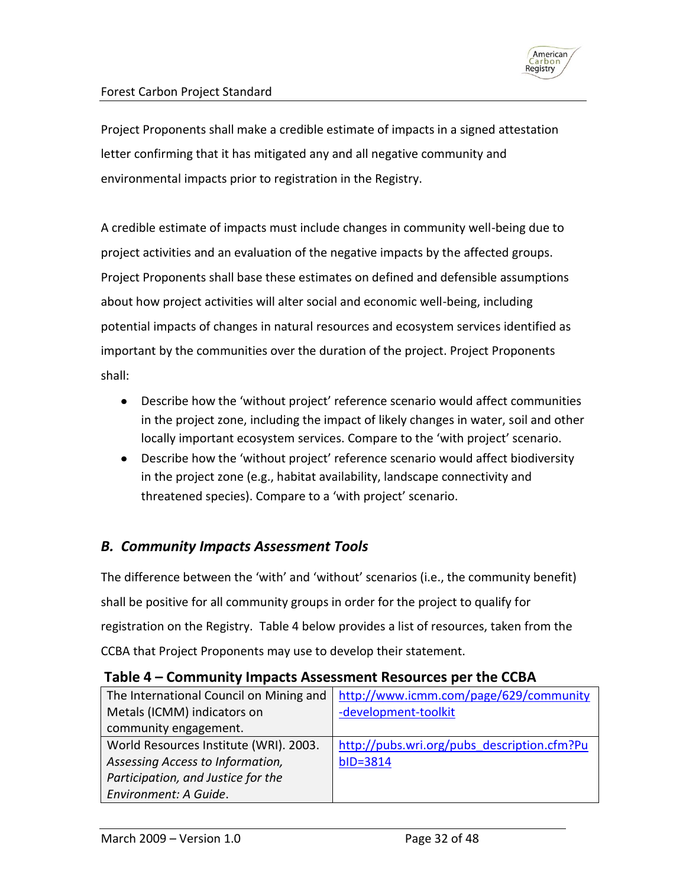Project Proponents shall make a credible estimate of impacts in a signed attestation letter confirming that it has mitigated any and all negative community and environmental impacts prior to registration in the Registry.

A credible estimate of impacts must include changes in community well-being due to project activities and an evaluation of the negative impacts by the affected groups. Project Proponents shall base these estimates on defined and defensible assumptions about how project activities will alter social and economic well-being, including potential impacts of changes in natural resources and ecosystem services identified as important by the communities over the duration of the project. Project Proponents shall:

- Describe how the 'without project' reference scenario would affect communities in the project zone, including the impact of likely changes in water, soil and other locally important ecosystem services. Compare to the 'with project' scenario.
- Describe how the 'without project' reference scenario would affect biodiversity in the project zone (e.g., habitat availability, landscape connectivity and threatened species). Compare to a 'with project' scenario.

## *B. Community Impacts Assessment Tools*

The difference between the 'with' and 'without' scenarios (i.e., the community benefit) shall be positive for all community groups in order for the project to qualify for registration on the Registry. Table 4 below provides a list of resources, taken from the CCBA that Project Proponents may use to develop their statement.

**Table 4 – Community Impacts Assessment Resources per the CCBA**

| | |
|---|---|
| The International Council on Mining and Metals (ICMM) indicators on community engagement. | http://www.icmm.com/page/629/community-development-toolkit |
| World Resources Institute (WRI). 2003. *Assessing Access to Information, Participation, and Justice for the Environment: A Guide*. | http://pubs.wri.org/pubs_description.cfm?PubID=3814 |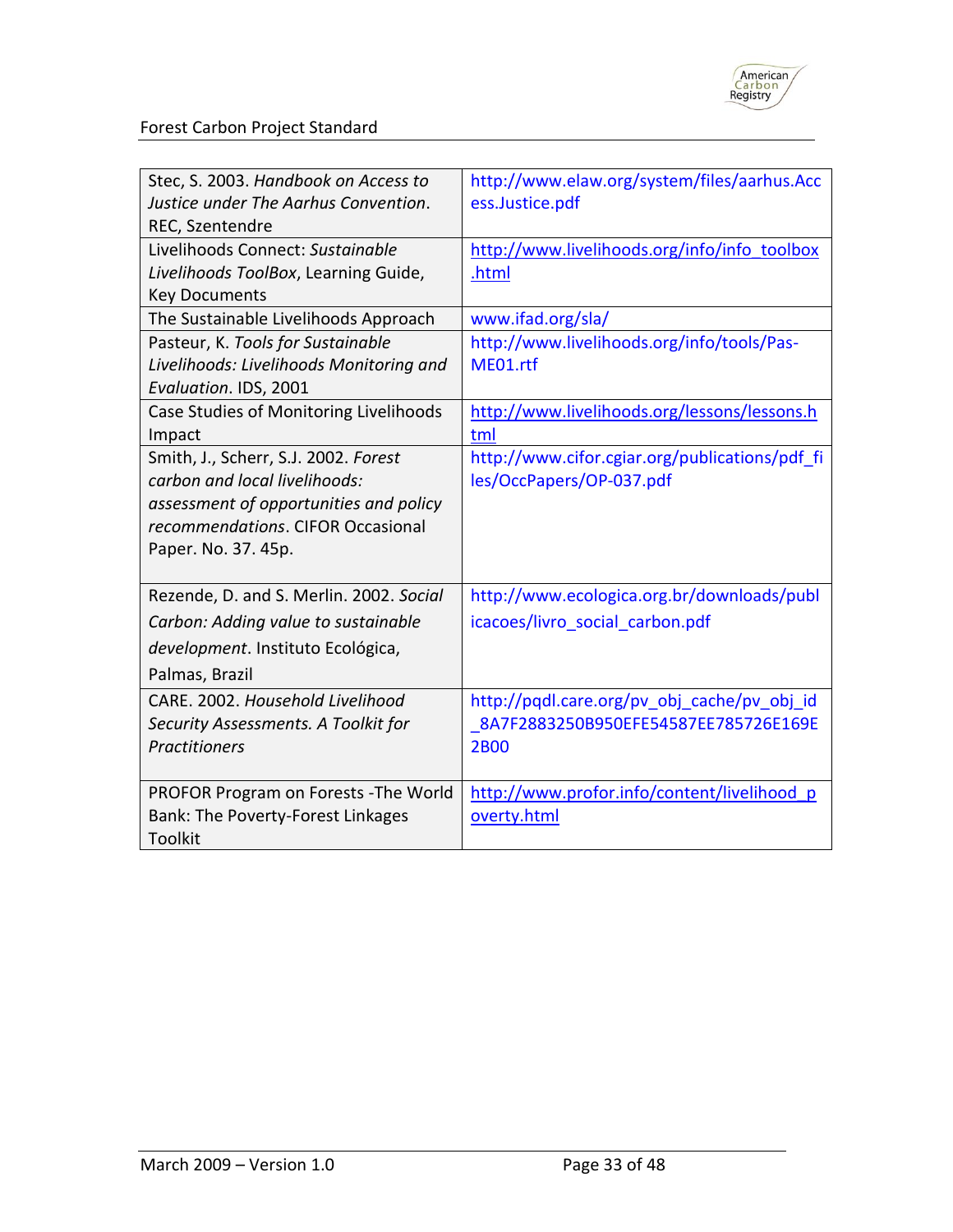| | |
|---|---|
| Stec, S. 2003. *Handbook on Access to Justice under The Aarhus Convention*. REC, Szentendre | http://www.elaw.org/system/files/aarhus.Access.Justice.pdf |
| Livelihoods Connect: *Sustainable Livelihoods ToolBox*, Learning Guide, Key Documents | http://www.livelihoods.org/info/info_toolbox.html |
| The Sustainable Livelihoods Approach | www.ifad.org/sla/ |
| Pasteur, K. *Tools for Sustainable Livelihoods: Livelihoods Monitoring and Evaluation*. IDS, 2001 | http://www.livelihoods.org/info/tools/Pas-ME01.rtf |
| Case Studies of Monitoring Livelihoods Impact | http://www.livelihoods.org/lessons/lessons.html |
| Smith, J., Scherr, S.J. 2002. *Forest carbon and local livelihoods: assessment of opportunities and policy recommendations*. CIFOR Occasional Paper. No. 37. 45p. | http://www.cifor.cgiar.org/publications/pdf_files/OccPapers/OP-037.pdf |
| Rezende, D. and S. Merlin. 2002. *Social Carbon: Adding value to sustainable development*. Instituto Ecológica, Palmas, Brazil | http://www.ecologica.org.br/downloads/publicacoes/livro_social_carbon.pdf |
| CARE. 2002. *Household Livelihood Security Assessments. A Toolkit for Practitioners* | http://pqdl.care.org/pv_obj_cache/pv_obj_id_8A7F2883250B950EFE54587EE785726E169E2B00 |
| PROFOR Program on Forests -The World Bank: The Poverty-Forest Linkages Toolkit | http://www.profor.info/content/livelihood_poverty.html |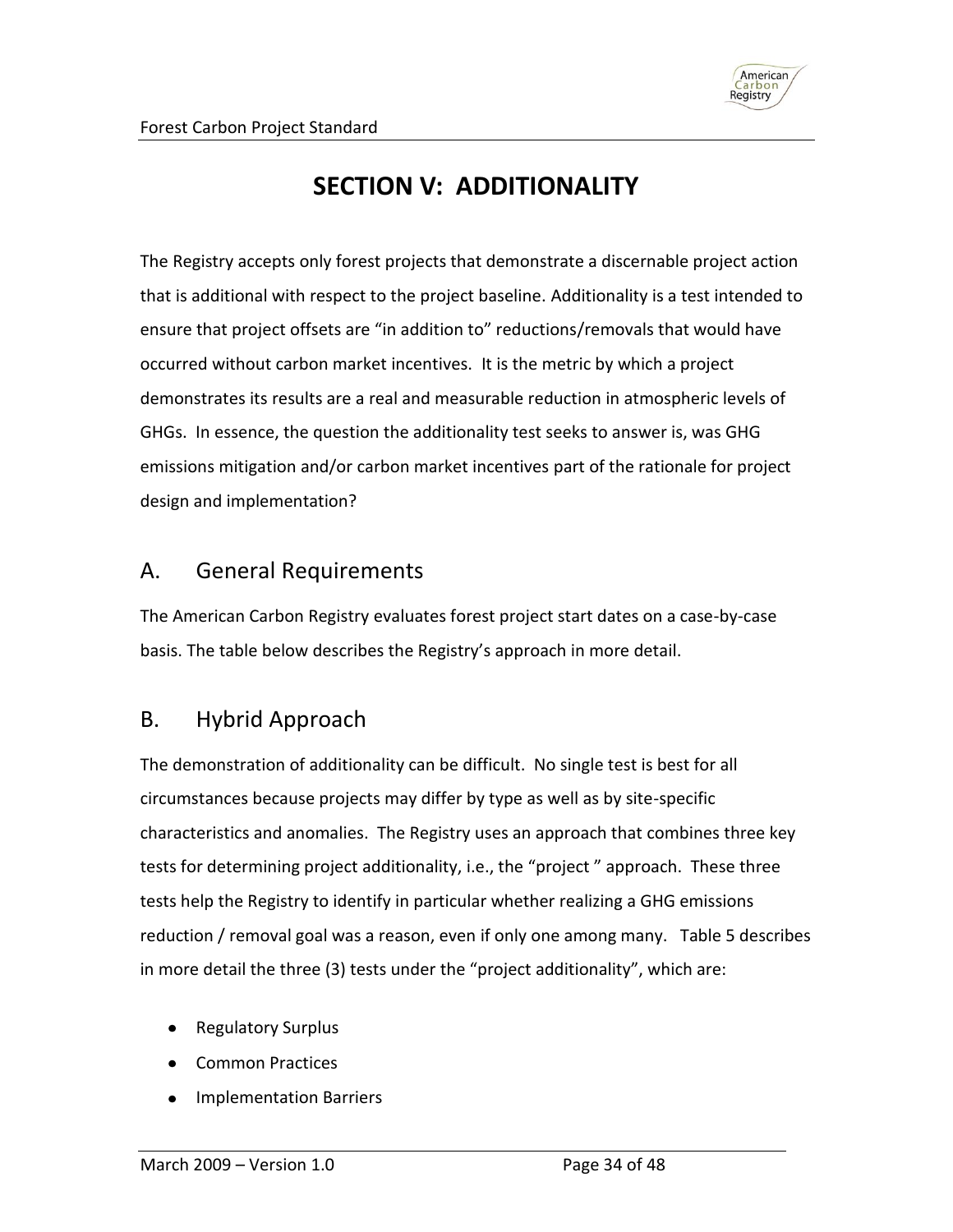# SECTION V: ADDITIONALITY

The Registry accepts only forest projects that demonstrate a discernable project action that is additional with respect to the project baseline. Additionality is a test intended to ensure that project offsets are "in addition to" reductions/removals that would have occurred without carbon market incentives. It is the metric by which a project demonstrates its results are a real and measurable reduction in atmospheric levels of GHGs. In essence, the question the additionality test seeks to answer is, was GHG emissions mitigation and/or carbon market incentives part of the rationale for project design and implementation?

## A. General Requirements

The American Carbon Registry evaluates forest project start dates on a case-by-case basis. The table below describes the Registry's approach in more detail.

## B. Hybrid Approach

The demonstration of additionality can be difficult. No single test is best for all circumstances because projects may differ by type as well as by site-specific characteristics and anomalies. The Registry uses an approach that combines three key tests for determining project additionality, i.e., the "project " approach. These three tests help the Registry to identify in particular whether realizing a GHG emissions reduction / removal goal was a reason, even if only one among many. Table 5 describes in more detail the three (3) tests under the "project additionality", which are:

- Regulatory Surplus
- Common Practices
- Implementation Barriers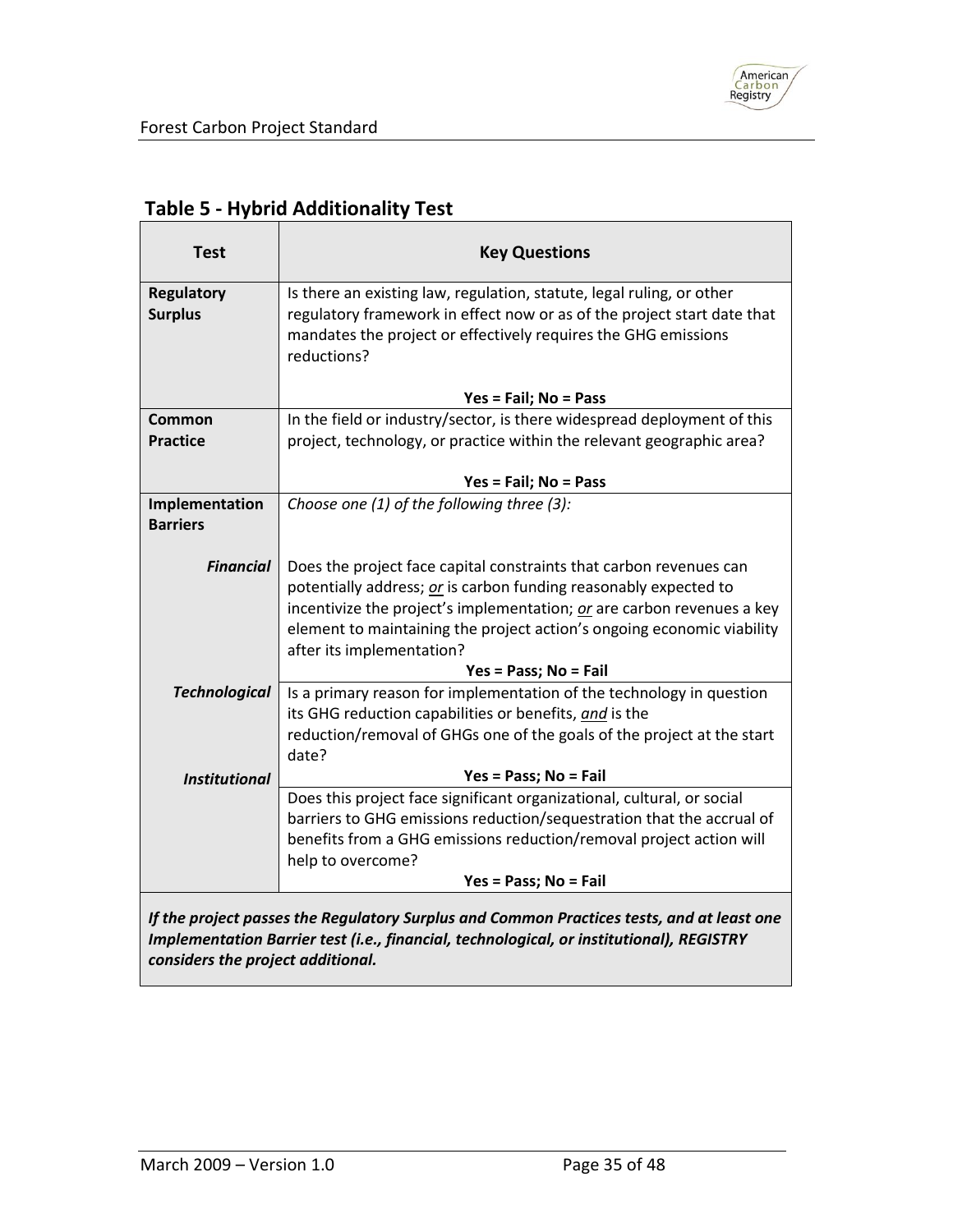## Table 5 - Hybrid Additionality Test

| Test | Key Questions |
|---|---|
| **Regulatory Surplus** | Is there an existing law, regulation, statute, legal ruling, or other regulatory framework in effect now or as of the project start date that mandates the project or effectively requires the GHG emissions reductions?<br><br>**Yes = Fail; No = Pass** |
| **Common Practice** | In the field or industry/sector, is there widespread deployment of this project, technology, or practice within the relevant geographic area?<br><br>**Yes = Fail; No = Pass** |
| **Implementation Barriers** | *Choose one (1) of the following three (3):* |
| ***Financial*** | Does the project face capital constraints that carbon revenues can potentially address; *or* is carbon funding reasonably expected to incentivize the project's implementation; *or* are carbon revenues a key element to maintaining the project action's ongoing economic viability after its implementation?<br>**Yes = Pass; No = Fail** |
| ***Technological*** | Is a primary reason for implementation of the technology in question its GHG reduction capabilities or benefits, *and* is the reduction/removal of GHGs one of the goals of the project at the start date?<br>**Yes = Pass; No = Fail** |
| ***Institutional*** | Does this project face significant organizational, cultural, or social barriers to GHG emissions reduction/sequestration that the accrual of benefits from a GHG emissions reduction/removal project action will help to overcome?<br>**Yes = Pass; No = Fail** |

***If the project passes the Regulatory Surplus and Common Practices tests, and at least one Implementation Barrier test (i.e., financial, technological, or institutional), REGISTRY considers the project additional.***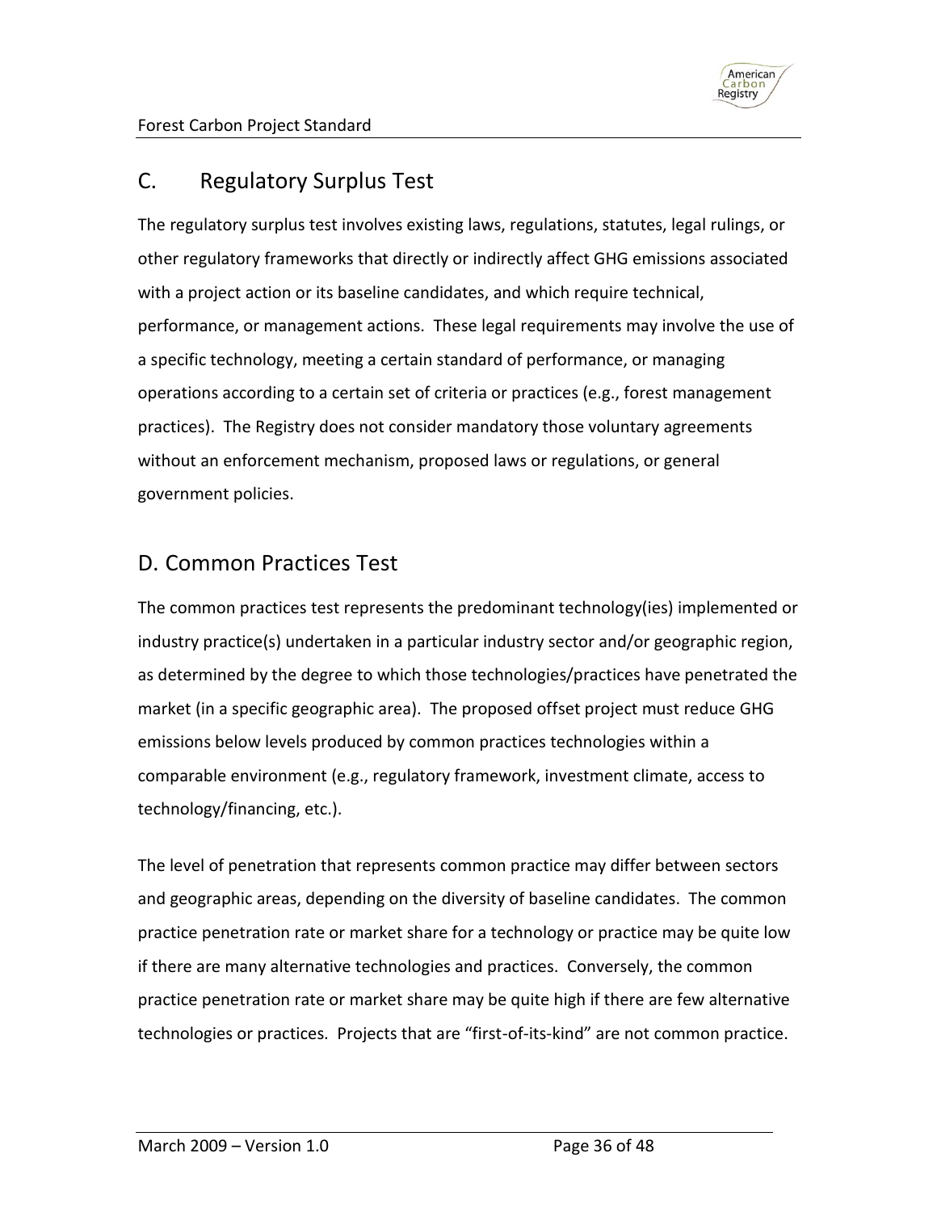## C. Regulatory Surplus Test

The regulatory surplus test involves existing laws, regulations, statutes, legal rulings, or other regulatory frameworks that directly or indirectly affect GHG emissions associated with a project action or its baseline candidates, and which require technical, performance, or management actions. These legal requirements may involve the use of a specific technology, meeting a certain standard of performance, or managing operations according to a certain set of criteria or practices (e.g., forest management practices). The Registry does not consider mandatory those voluntary agreements without an enforcement mechanism, proposed laws or regulations, or general government policies.

## D. Common Practices Test

The common practices test represents the predominant technology(ies) implemented or industry practice(s) undertaken in a particular industry sector and/or geographic region, as determined by the degree to which those technologies/practices have penetrated the market (in a specific geographic area). The proposed offset project must reduce GHG emissions below levels produced by common practices technologies within a comparable environment (e.g., regulatory framework, investment climate, access to technology/financing, etc.).

The level of penetration that represents common practice may differ between sectors and geographic areas, depending on the diversity of baseline candidates. The common practice penetration rate or market share for a technology or practice may be quite low if there are many alternative technologies and practices. Conversely, the common practice penetration rate or market share may be quite high if there are few alternative technologies or practices. Projects that are "first-of-its-kind" are not common practice.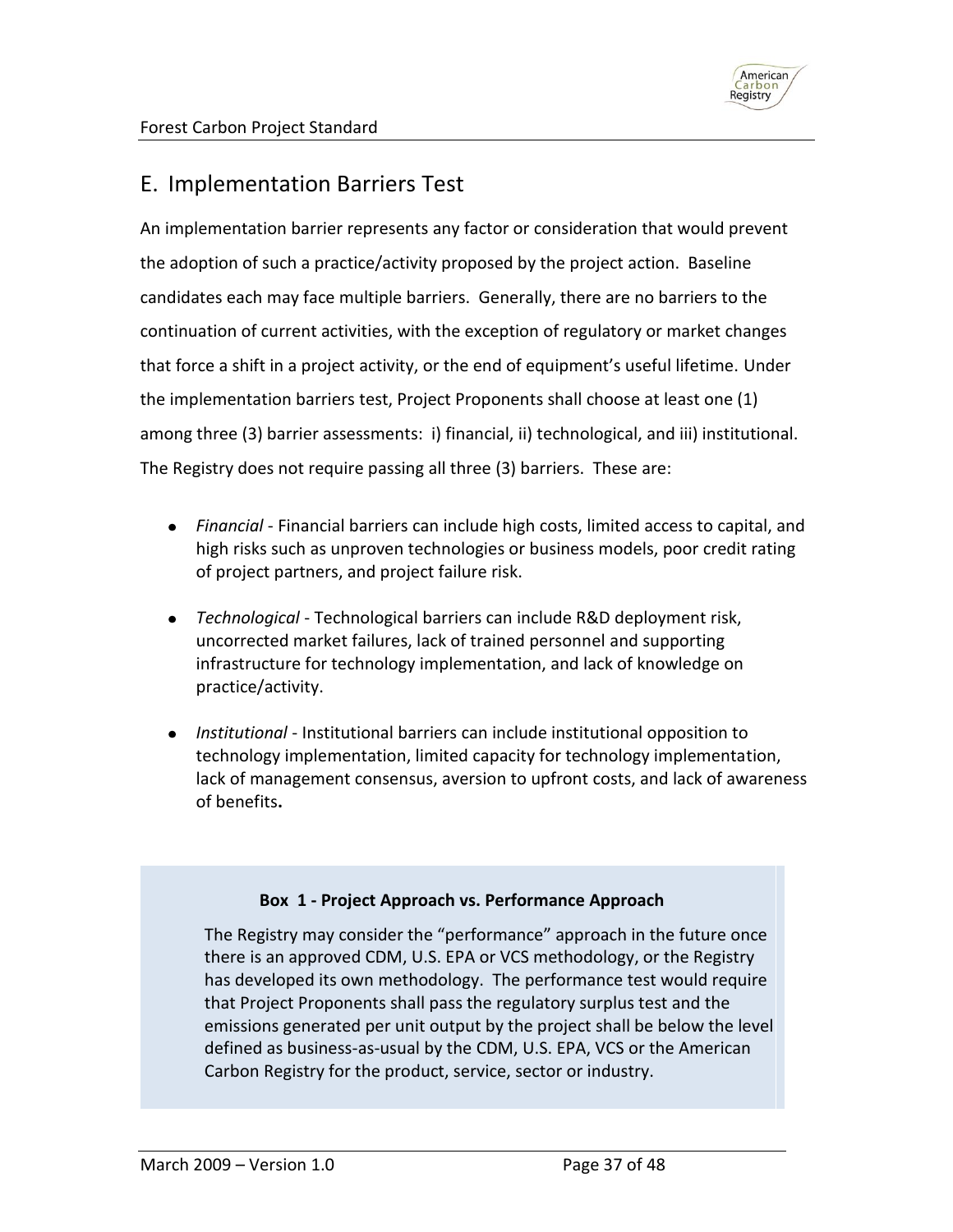## E. Implementation Barriers Test

An implementation barrier represents any factor or consideration that would prevent the adoption of such a practice/activity proposed by the project action. Baseline candidates each may face multiple barriers. Generally, there are no barriers to the continuation of current activities, with the exception of regulatory or market changes that force a shift in a project activity, or the end of equipment's useful lifetime. Under the implementation barriers test, Project Proponents shall choose at least one (1) among three (3) barrier assessments: i) financial, ii) technological, and iii) institutional. The Registry does not require passing all three (3) barriers. These are:

- *Financial* - Financial barriers can include high costs, limited access to capital, and high risks such as unproven technologies or business models, poor credit rating of project partners, and project failure risk.
- *Technological* - Technological barriers can include R&D deployment risk, uncorrected market failures, lack of trained personnel and supporting infrastructure for technology implementation, and lack of knowledge on practice/activity.
- *Institutional* - Institutional barriers can include institutional opposition to technology implementation, limited capacity for technology implementation, lack of management consensus, aversion to upfront costs, and lack of awareness of benefits**.**

**Box 1 - Project Approach vs. Performance Approach**

The Registry may consider the "performance" approach in the future once there is an approved CDM, U.S. EPA or VCS methodology, or the Registry has developed its own methodology. The performance test would require that Project Proponents shall pass the regulatory surplus test and the emissions generated per unit output by the project shall be below the level defined as business-as-usual by the CDM, U.S. EPA, VCS or the American Carbon Registry for the product, service, sector or industry.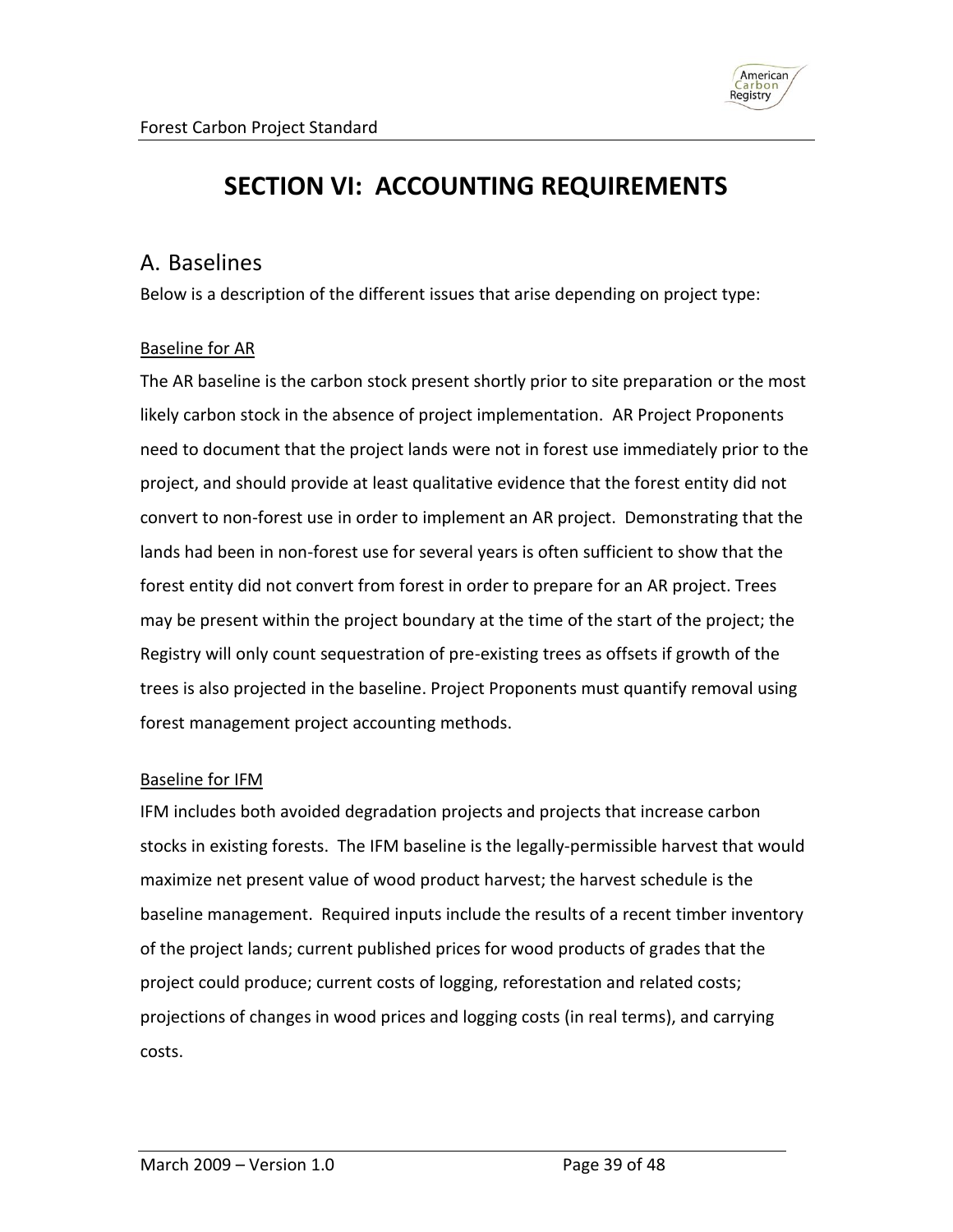# SECTION VI: ACCOUNTING REQUIREMENTS

## A. Baselines

Below is a description of the different issues that arise depending on project type:

### Baseline for AR

The AR baseline is the carbon stock present shortly prior to site preparation or the most likely carbon stock in the absence of project implementation. AR Project Proponents need to document that the project lands were not in forest use immediately prior to the project, and should provide at least qualitative evidence that the forest entity did not convert to non-forest use in order to implement an AR project. Demonstrating that the lands had been in non-forest use for several years is often sufficient to show that the forest entity did not convert from forest in order to prepare for an AR project. Trees may be present within the project boundary at the time of the start of the project; the Registry will only count sequestration of pre-existing trees as offsets if growth of the trees is also projected in the baseline. Project Proponents must quantify removal using forest management project accounting methods.

### Baseline for IFM

IFM includes both avoided degradation projects and projects that increase carbon stocks in existing forests. The IFM baseline is the legally-permissible harvest that would maximize net present value of wood product harvest; the harvest schedule is the baseline management. Required inputs include the results of a recent timber inventory of the project lands; current published prices for wood products of grades that the project could produce; current costs of logging, reforestation and related costs; projections of changes in wood prices and logging costs (in real terms), and carrying costs.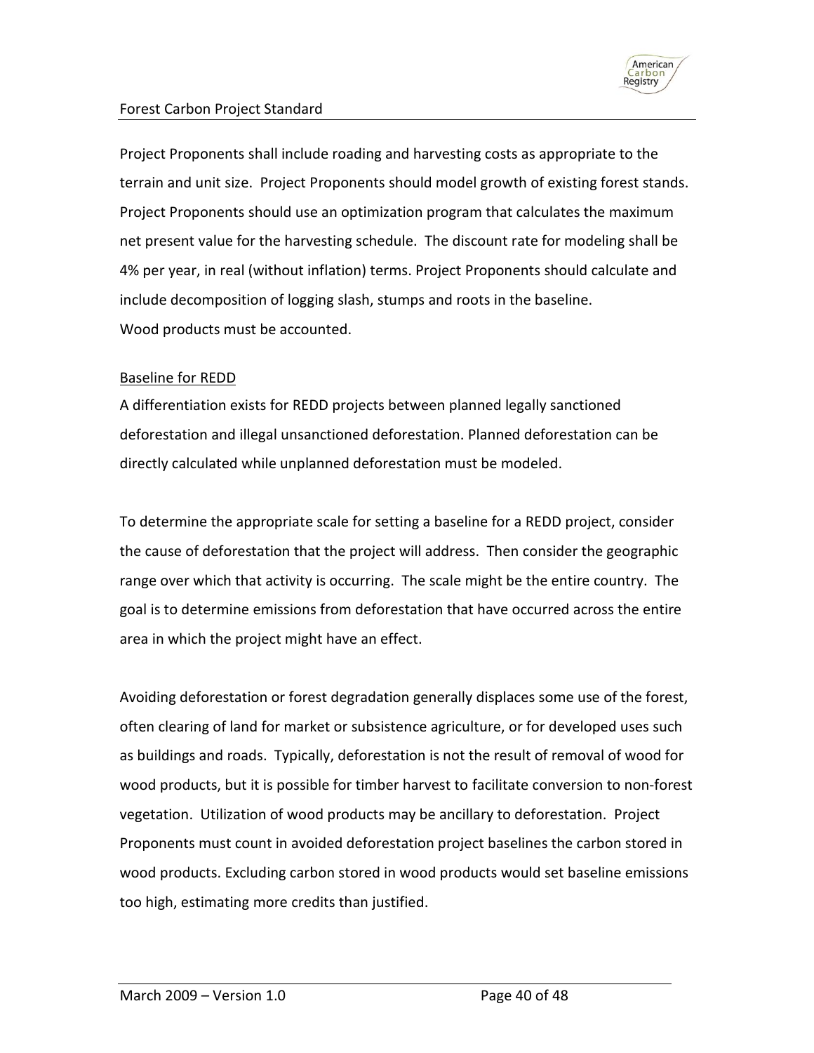Project Proponents shall include roading and harvesting costs as appropriate to the terrain and unit size. Project Proponents should model growth of existing forest stands. Project Proponents should use an optimization program that calculates the maximum net present value for the harvesting schedule. The discount rate for modeling shall be 4% per year, in real (without inflation) terms. Project Proponents should calculate and include decomposition of logging slash, stumps and roots in the baseline. Wood products must be accounted.

<u>Baseline for REDD</u>

A differentiation exists for REDD projects between planned legally sanctioned deforestation and illegal unsanctioned deforestation. Planned deforestation can be directly calculated while unplanned deforestation must be modeled.

To determine the appropriate scale for setting a baseline for a REDD project, consider the cause of deforestation that the project will address. Then consider the geographic range over which that activity is occurring. The scale might be the entire country. The goal is to determine emissions from deforestation that have occurred across the entire area in which the project might have an effect.

Avoiding deforestation or forest degradation generally displaces some use of the forest, often clearing of land for market or subsistence agriculture, or for developed uses such as buildings and roads. Typically, deforestation is not the result of removal of wood for wood products, but it is possible for timber harvest to facilitate conversion to non-forest vegetation. Utilization of wood products may be ancillary to deforestation. Project Proponents must count in avoided deforestation project baselines the carbon stored in wood products. Excluding carbon stored in wood products would set baseline emissions too high, estimating more credits than justified.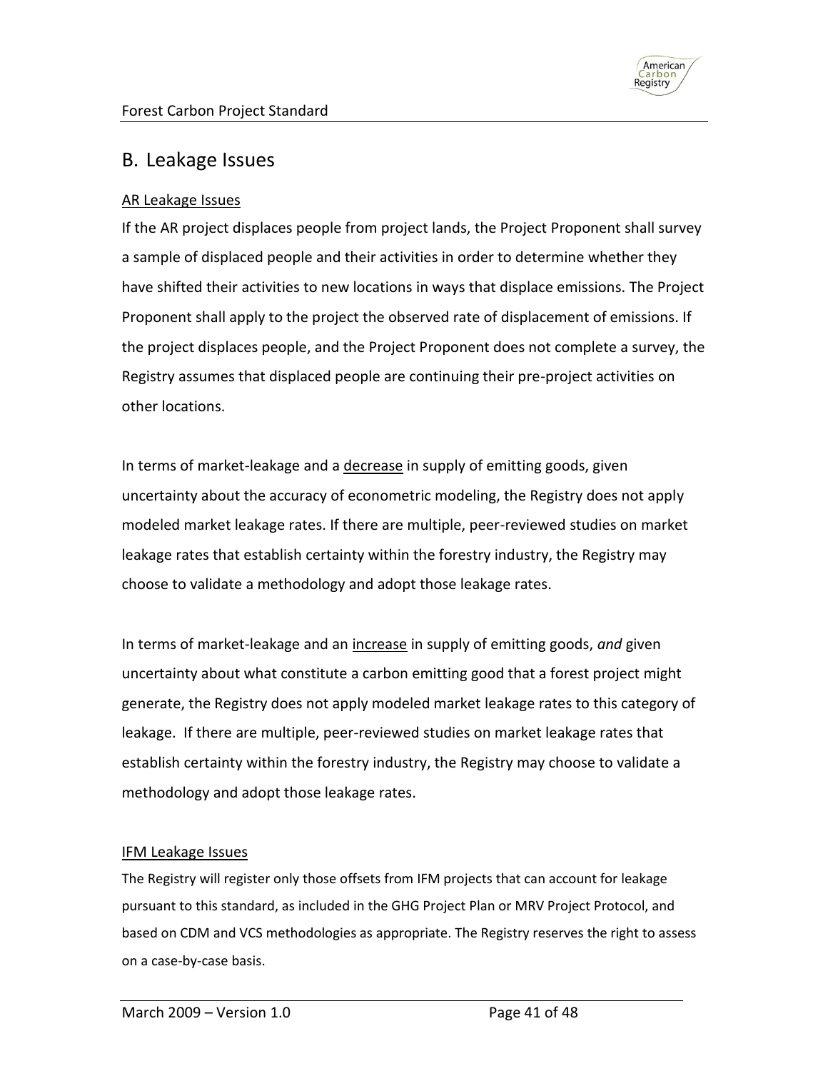## B. Leakage Issues

AR Leakage Issues

If the AR project displaces people from project lands, the Project Proponent shall survey a sample of displaced people and their activities in order to determine whether they have shifted their activities to new locations in ways that displace emissions. The Project Proponent shall apply to the project the observed rate of displacement of emissions. If the project displaces people, and the Project Proponent does not complete a survey, the Registry assumes that displaced people are continuing their pre-project activities on other locations.

In terms of market-leakage and a decrease in supply of emitting goods, given uncertainty about the accuracy of econometric modeling, the Registry does not apply modeled market leakage rates. If there are multiple, peer-reviewed studies on market leakage rates that establish certainty within the forestry industry, the Registry may choose to validate a methodology and adopt those leakage rates.

In terms of market-leakage and an increase in supply of emitting goods, *and* given uncertainty about what constitute a carbon emitting good that a forest project might generate, the Registry does not apply modeled market leakage rates to this category of leakage. If there are multiple, peer-reviewed studies on market leakage rates that establish certainty within the forestry industry, the Registry may choose to validate a methodology and adopt those leakage rates.

IFM Leakage Issues

The Registry will register only those offsets from IFM projects that can account for leakage pursuant to this standard, as included in the GHG Project Plan or MRV Project Protocol, and based on CDM and VCS methodologies as appropriate. The Registry reserves the right to assess on a case-by-case basis.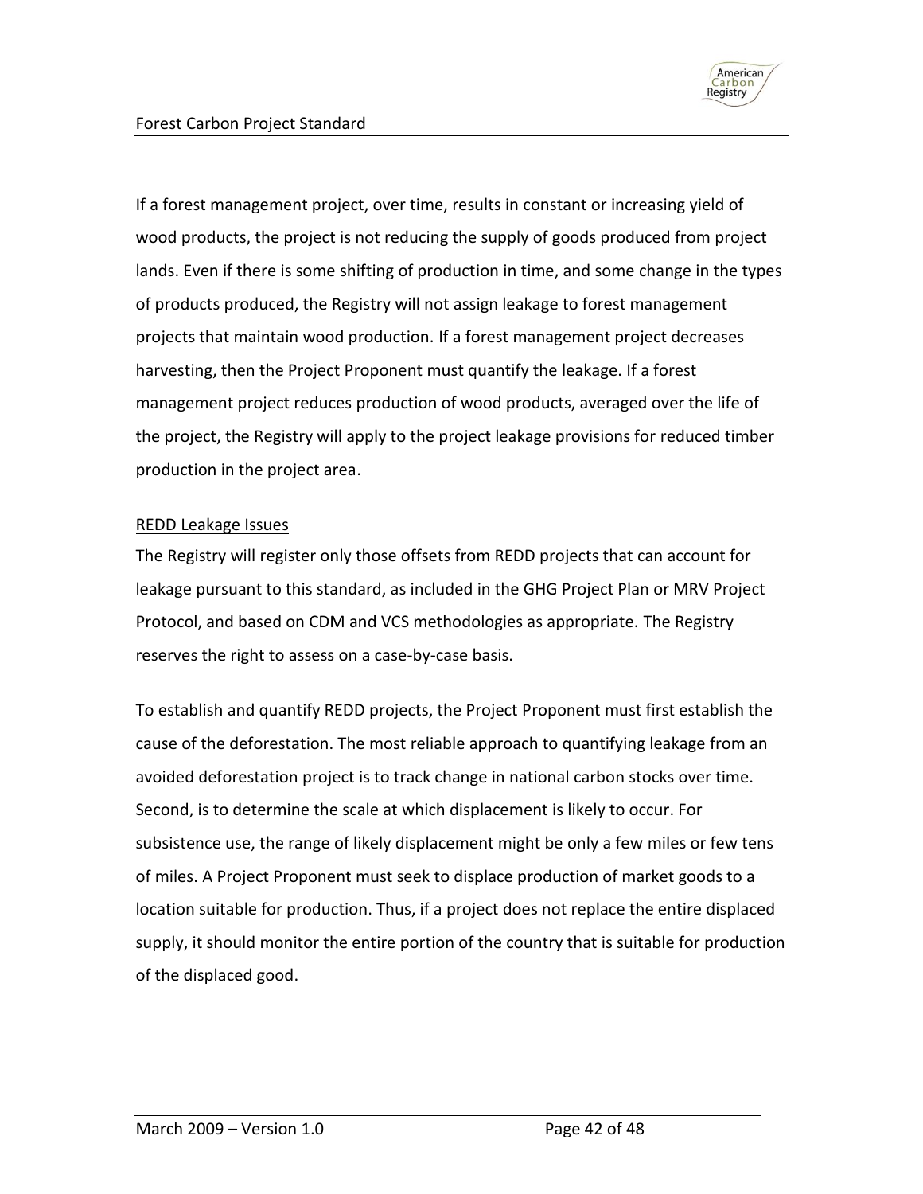If a forest management project, over time, results in constant or increasing yield of wood products, the project is not reducing the supply of goods produced from project lands. Even if there is some shifting of production in time, and some change in the types of products produced, the Registry will not assign leakage to forest management projects that maintain wood production. If a forest management project decreases harvesting, then the Project Proponent must quantify the leakage. If a forest management project reduces production of wood products, averaged over the life of the project, the Registry will apply to the project leakage provisions for reduced timber production in the project area.

<u>REDD Leakage Issues</u>

The Registry will register only those offsets from REDD projects that can account for leakage pursuant to this standard, as included in the GHG Project Plan or MRV Project Protocol, and based on CDM and VCS methodologies as appropriate. The Registry reserves the right to assess on a case-by-case basis.

To establish and quantify REDD projects, the Project Proponent must first establish the cause of the deforestation. The most reliable approach to quantifying leakage from an avoided deforestation project is to track change in national carbon stocks over time. Second, is to determine the scale at which displacement is likely to occur. For subsistence use, the range of likely displacement might be only a few miles or few tens of miles. A Project Proponent must seek to displace production of market goods to a location suitable for production. Thus, if a project does not replace the entire displaced supply, it should monitor the entire portion of the country that is suitable for production of the displaced good.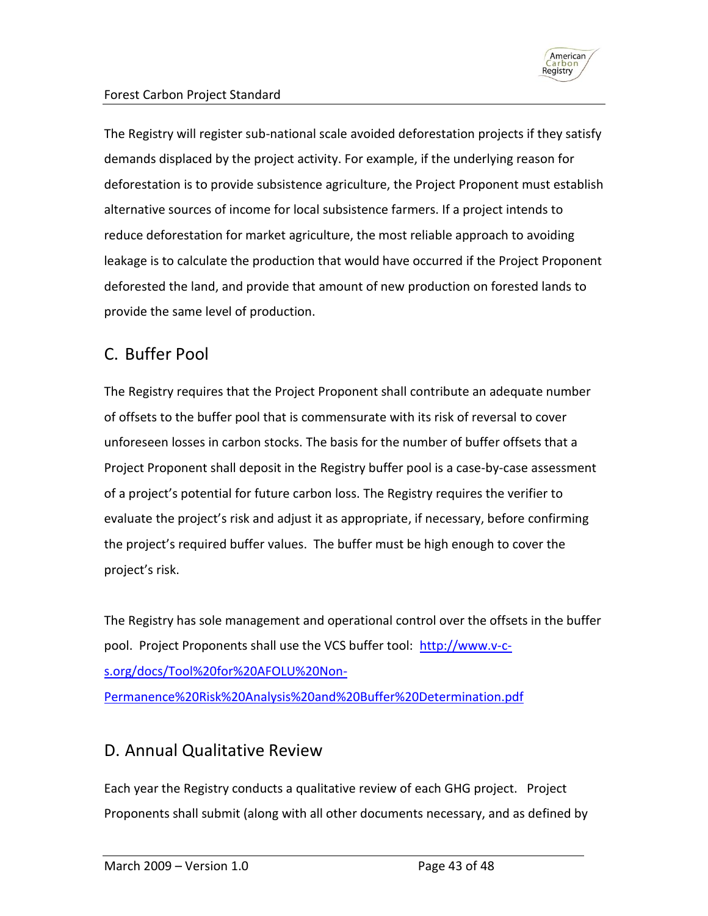The Registry will register sub-national scale avoided deforestation projects if they satisfy demands displaced by the project activity. For example, if the underlying reason for deforestation is to provide subsistence agriculture, the Project Proponent must establish alternative sources of income for local subsistence farmers. If a project intends to reduce deforestation for market agriculture, the most reliable approach to avoiding leakage is to calculate the production that would have occurred if the Project Proponent deforested the land, and provide that amount of new production on forested lands to provide the same level of production.

## C. Buffer Pool

The Registry requires that the Project Proponent shall contribute an adequate number of offsets to the buffer pool that is commensurate with its risk of reversal to cover unforeseen losses in carbon stocks. The basis for the number of buffer offsets that a Project Proponent shall deposit in the Registry buffer pool is a case-by-case assessment of a project's potential for future carbon loss. The Registry requires the verifier to evaluate the project's risk and adjust it as appropriate, if necessary, before confirming the project's required buffer values. The buffer must be high enough to cover the project's risk.

The Registry has sole management and operational control over the offsets in the buffer pool. Project Proponents shall use the VCS buffer tool: [http://www.v-c-s.org/docs/Tool%20for%20AFOLU%20Non-Permanence%20Risk%20Analysis%20and%20Buffer%20Determination.pdf](http://www.v-c-s.org/docs/Tool%20for%20AFOLU%20Non-Permanence%20Risk%20Analysis%20and%20Buffer%20Determination.pdf)

## D. Annual Qualitative Review

Each year the Registry conducts a qualitative review of each GHG project. Project Proponents shall submit (along with all other documents necessary, and as defined by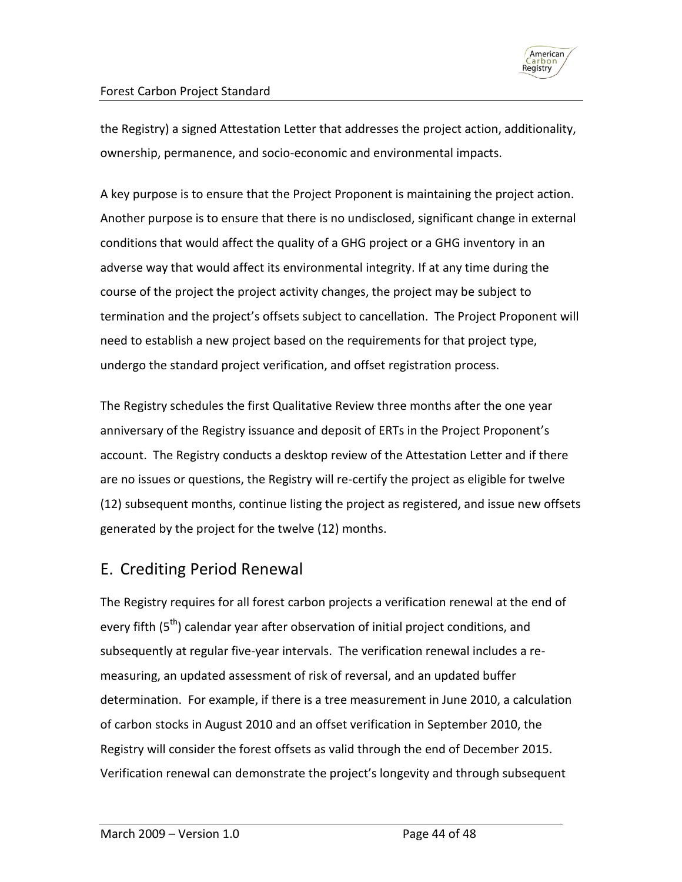the Registry) a signed Attestation Letter that addresses the project action, additionality, ownership, permanence, and socio-economic and environmental impacts.

A key purpose is to ensure that the Project Proponent is maintaining the project action. Another purpose is to ensure that there is no undisclosed, significant change in external conditions that would affect the quality of a GHG project or a GHG inventory in an adverse way that would affect its environmental integrity. If at any time during the course of the project the project activity changes, the project may be subject to termination and the project's offsets subject to cancellation. The Project Proponent will need to establish a new project based on the requirements for that project type, undergo the standard project verification, and offset registration process.

The Registry schedules the first Qualitative Review three months after the one year anniversary of the Registry issuance and deposit of ERTs in the Project Proponent's account. The Registry conducts a desktop review of the Attestation Letter and if there are no issues or questions, the Registry will re-certify the project as eligible for twelve (12) subsequent months, continue listing the project as registered, and issue new offsets generated by the project for the twelve (12) months.

## E. Crediting Period Renewal

The Registry requires for all forest carbon projects a verification renewal at the end of every fifth (5th) calendar year after observation of initial project conditions, and subsequently at regular five-year intervals. The verification renewal includes a re-measuring, an updated assessment of risk of reversal, and an updated buffer determination. For example, if there is a tree measurement in June 2010, a calculation of carbon stocks in August 2010 and an offset verification in September 2010, the Registry will consider the forest offsets as valid through the end of December 2015. Verification renewal can demonstrate the project's longevity and through subsequent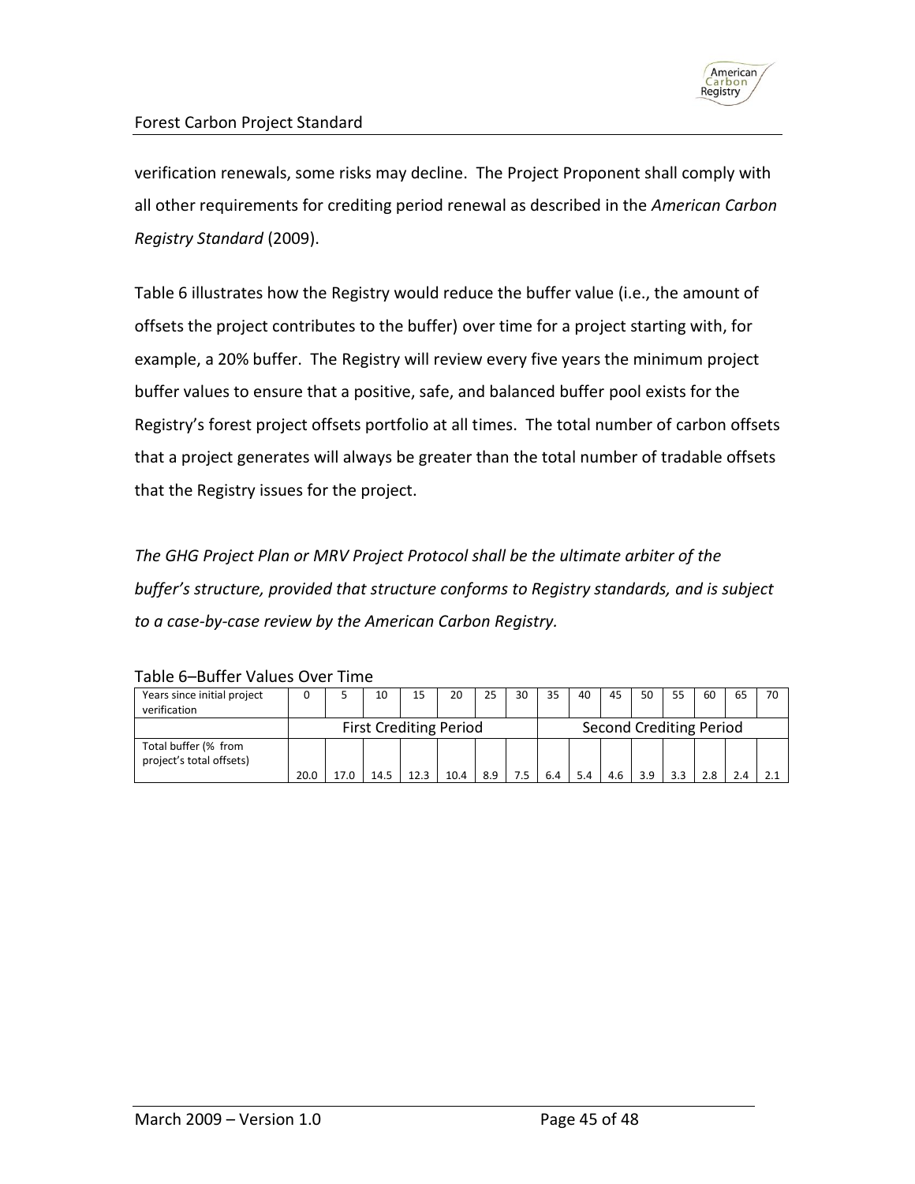verification renewals, some risks may decline. The Project Proponent shall comply with all other requirements for crediting period renewal as described in the *American Carbon Registry Standard* (2009).

Table 6 illustrates how the Registry would reduce the buffer value (i.e., the amount of offsets the project contributes to the buffer) over time for a project starting with, for example, a 20% buffer. The Registry will review every five years the minimum project buffer values to ensure that a positive, safe, and balanced buffer pool exists for the Registry's forest project offsets portfolio at all times. The total number of carbon offsets that a project generates will always be greater than the total number of tradable offsets that the Registry issues for the project.

*The GHG Project Plan or MRV Project Protocol shall be the ultimate arbiter of the buffer's structure, provided that structure conforms to Registry standards, and is subject to a case-by-case review by the American Carbon Registry.*

Table 6–Buffer Values Over Time

| Years since initial project verification | 0 | 5 | 10 | 15 | 20 | 25 | 30 | 35 | 40 | 45 | 50 | 55 | 60 | 65 | 70 |
|---|---|---|---|---|---|---|---|---|---|---|---|---|---|---|---|
| | First Crediting Period | | | | | | | Second Crediting Period | | | | | | | |
| Total buffer (% from project's total offsets) | 20.0 | 17.0 | 14.5 | 12.3 | 10.4 | 8.9 | 7.5 | 6.4 | 5.4 | 4.6 | 3.9 | 3.3 | 2.8 | 2.4 | 2.1 |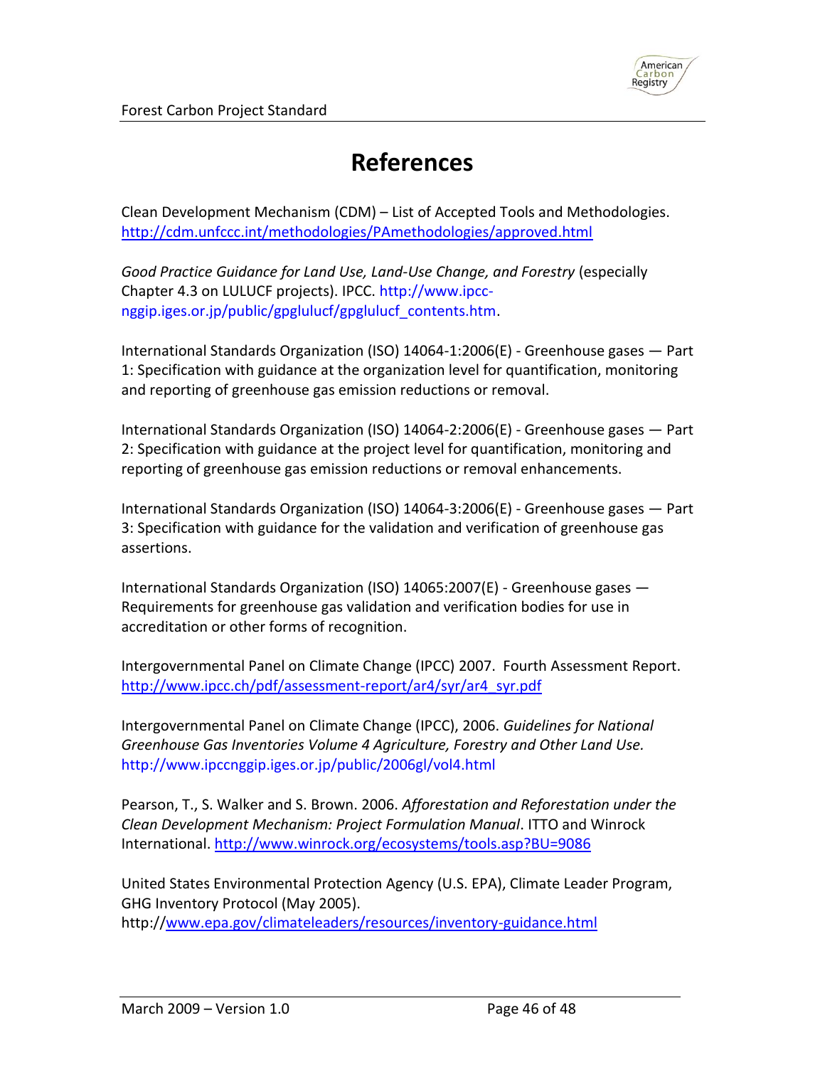# References

Clean Development Mechanism (CDM) – List of Accepted Tools and Methodologies. http://cdm.unfccc.int/methodologies/PAmethodologies/approved.html

*Good Practice Guidance for Land Use, Land-Use Change, and Forestry* (especially Chapter 4.3 on LULUCF projects). IPCC. http://www.ipcc-nggip.iges.or.jp/public/gpglulucf/gpglulucf_contents.htm.

International Standards Organization (ISO) 14064-1:2006(E) - Greenhouse gases — Part 1: Specification with guidance at the organization level for quantification, monitoring and reporting of greenhouse gas emission reductions or removal.

International Standards Organization (ISO) 14064-2:2006(E) - Greenhouse gases — Part 2: Specification with guidance at the project level for quantification, monitoring and reporting of greenhouse gas emission reductions or removal enhancements.

International Standards Organization (ISO) 14064-3:2006(E) - Greenhouse gases — Part 3: Specification with guidance for the validation and verification of greenhouse gas assertions.

International Standards Organization (ISO) 14065:2007(E) - Greenhouse gases — Requirements for greenhouse gas validation and verification bodies for use in accreditation or other forms of recognition.

Intergovernmental Panel on Climate Change (IPCC) 2007. Fourth Assessment Report. http://www.ipcc.ch/pdf/assessment-report/ar4/syr/ar4_syr.pdf

Intergovernmental Panel on Climate Change (IPCC), 2006. *Guidelines for National Greenhouse Gas Inventories Volume 4 Agriculture, Forestry and Other Land Use.* http://www.ipccnggip.iges.or.jp/public/2006gl/vol4.html

Pearson, T., S. Walker and S. Brown. 2006. *Afforestation and Reforestation under the Clean Development Mechanism: Project Formulation Manual*. ITTO and Winrock International. http://www.winrock.org/ecosystems/tools.asp?BU=9086

United States Environmental Protection Agency (U.S. EPA), Climate Leader Program, GHG Inventory Protocol (May 2005). http://www.epa.gov/climateleaders/resources/inventory-guidance.html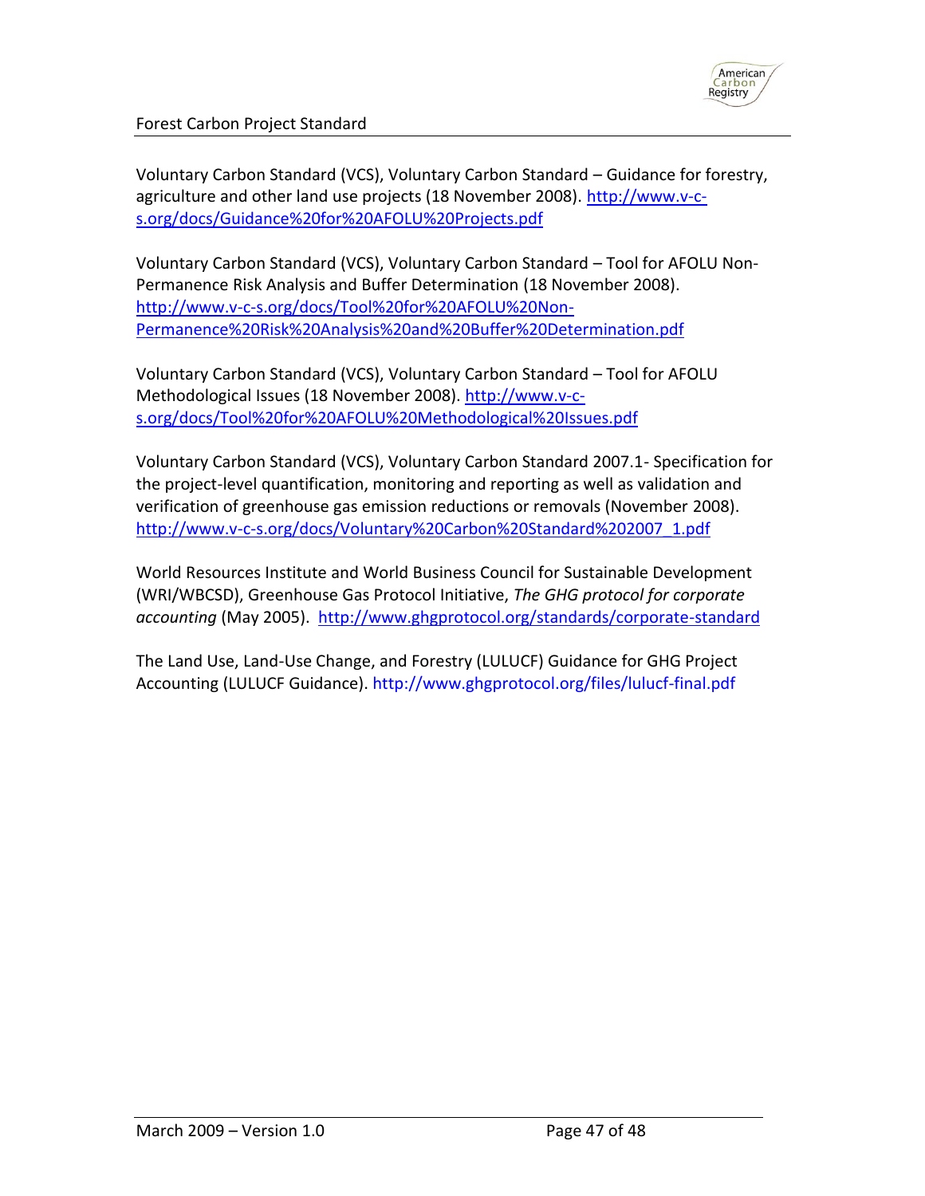Voluntary Carbon Standard (VCS), Voluntary Carbon Standard – Guidance for forestry, agriculture and other land use projects (18 November 2008). http://www.v-c-s.org/docs/Guidance%20for%20AFOLU%20Projects.pdf

Voluntary Carbon Standard (VCS), Voluntary Carbon Standard – Tool for AFOLU Non-Permanence Risk Analysis and Buffer Determination (18 November 2008). http://www.v-c-s.org/docs/Tool%20for%20AFOLU%20Non-Permanence%20Risk%20Analysis%20and%20Buffer%20Determination.pdf

Voluntary Carbon Standard (VCS), Voluntary Carbon Standard – Tool for AFOLU Methodological Issues (18 November 2008). http://www.v-c-s.org/docs/Tool%20for%20AFOLU%20Methodological%20Issues.pdf

Voluntary Carbon Standard (VCS), Voluntary Carbon Standard 2007.1- Specification for the project-level quantification, monitoring and reporting as well as validation and verification of greenhouse gas emission reductions or removals (November 2008). http://www.v-c-s.org/docs/Voluntary%20Carbon%20Standard%202007_1.pdf

World Resources Institute and World Business Council for Sustainable Development (WRI/WBCSD), Greenhouse Gas Protocol Initiative, *The GHG protocol for corporate accounting* (May 2005). http://www.ghgprotocol.org/standards/corporate-standard

The Land Use, Land-Use Change, and Forestry (LULUCF) Guidance for GHG Project Accounting (LULUCF Guidance). http://www.ghgprotocol.org/files/lulucf-final.pdf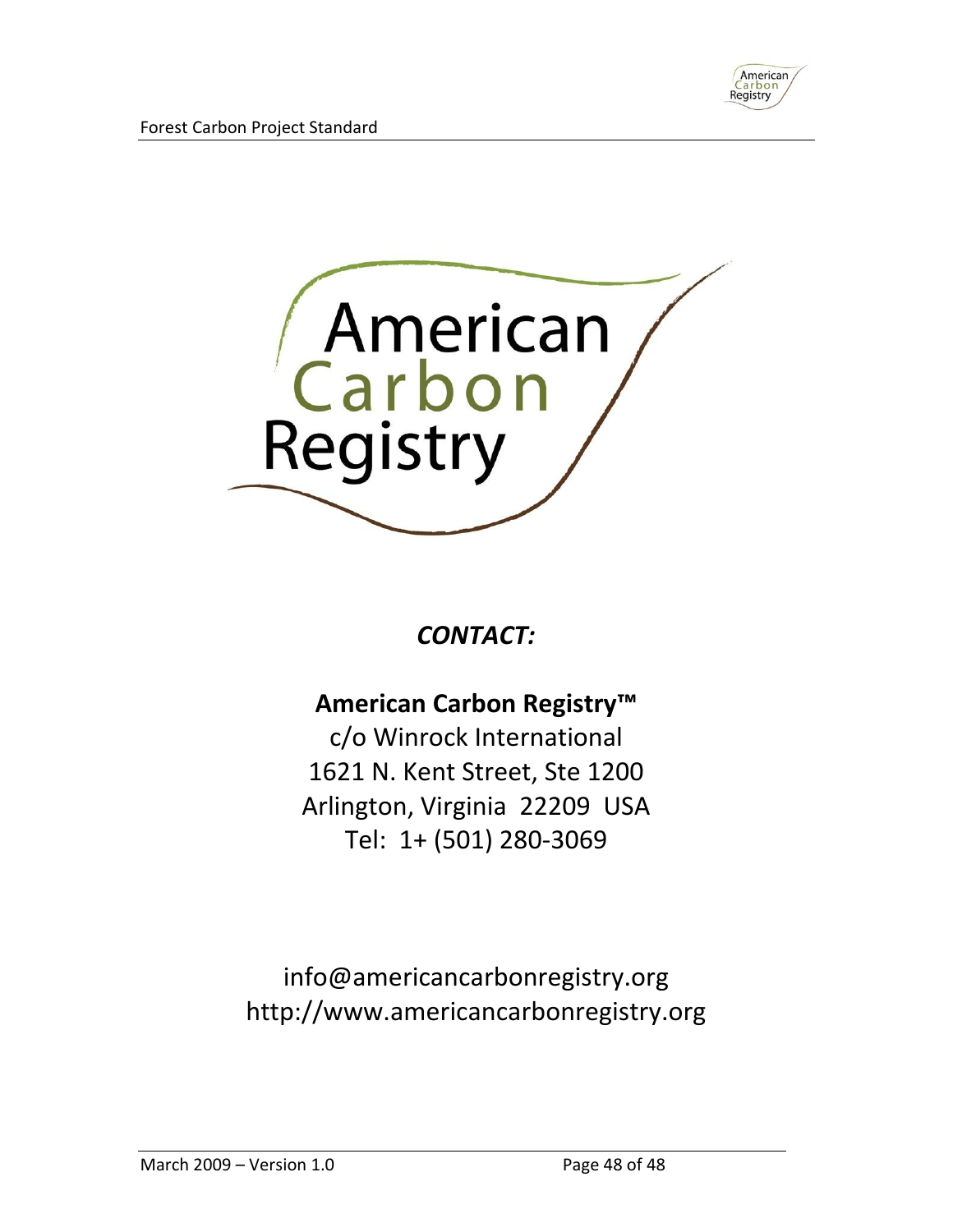*CONTACT:*

**American Carbon Registry™**

c/o Winrock International
1621 N. Kent Street, Ste 1200
Arlington, Virginia 22209 USA
Tel: 1+ (501) 280-3069

info@americancarbonregistry.org
http://www.americancarbonregistry.org